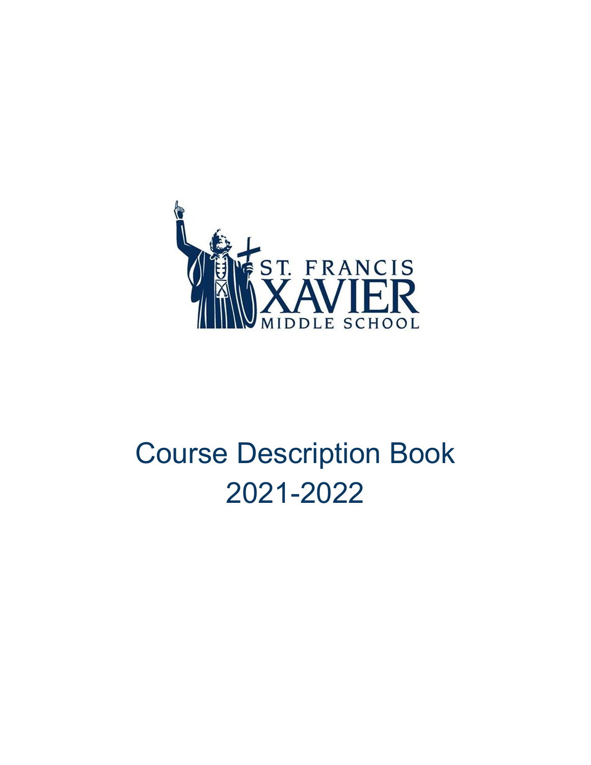ST. FRANCIS XAVIER MIDDLE SCHOOL

# Course Description Book 2021-2022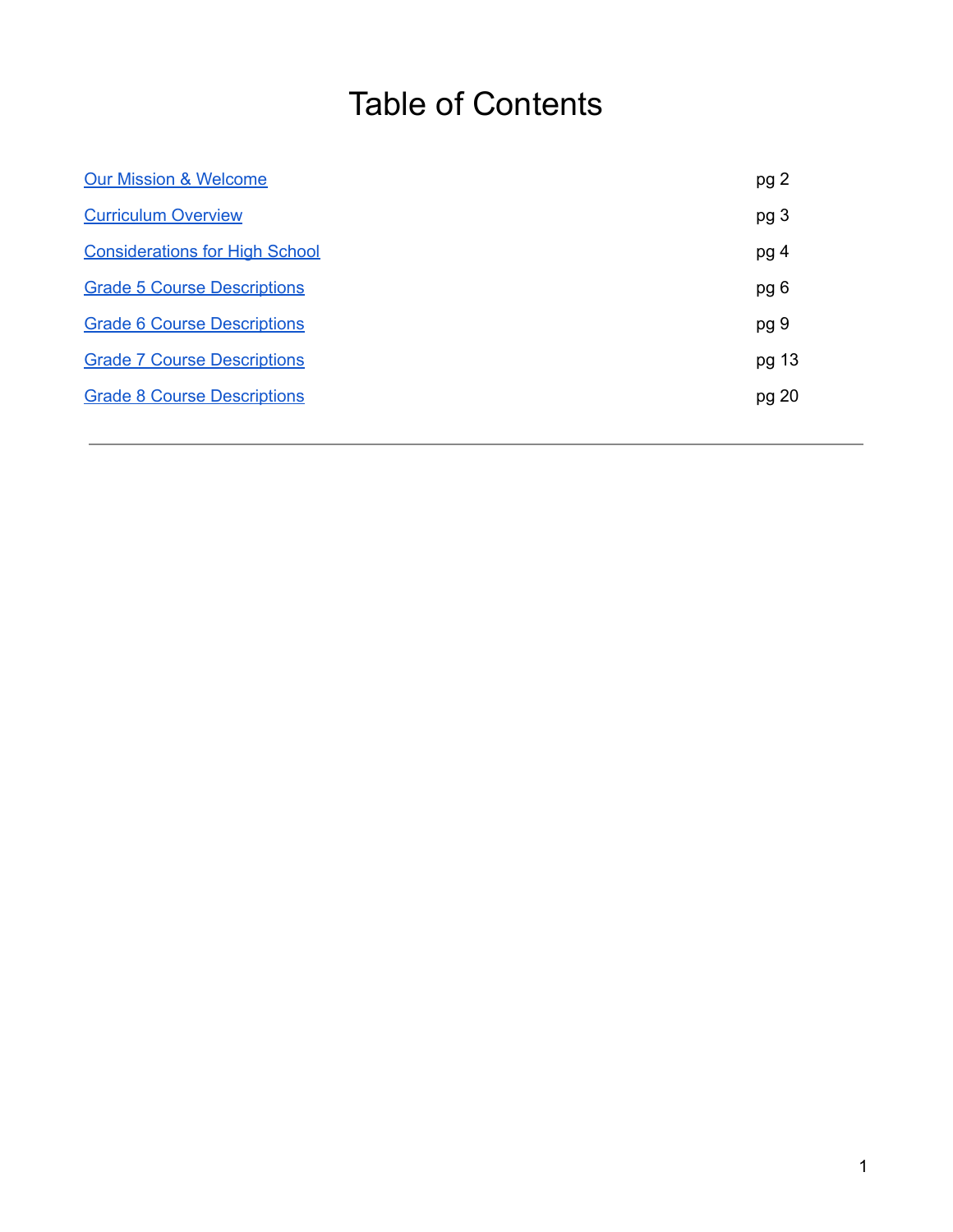# Table of Contents

| | |
|---|---|
| Our Mission & Welcome | pg 2 |
| Curriculum Overview | pg 3 |
| Considerations for High School | pg 4 |
| Grade 5 Course Descriptions | pg 6 |
| Grade 6 Course Descriptions | pg 9 |
| Grade 7 Course Descriptions | pg 13 |
| Grade 8 Course Descriptions | pg 20 |

---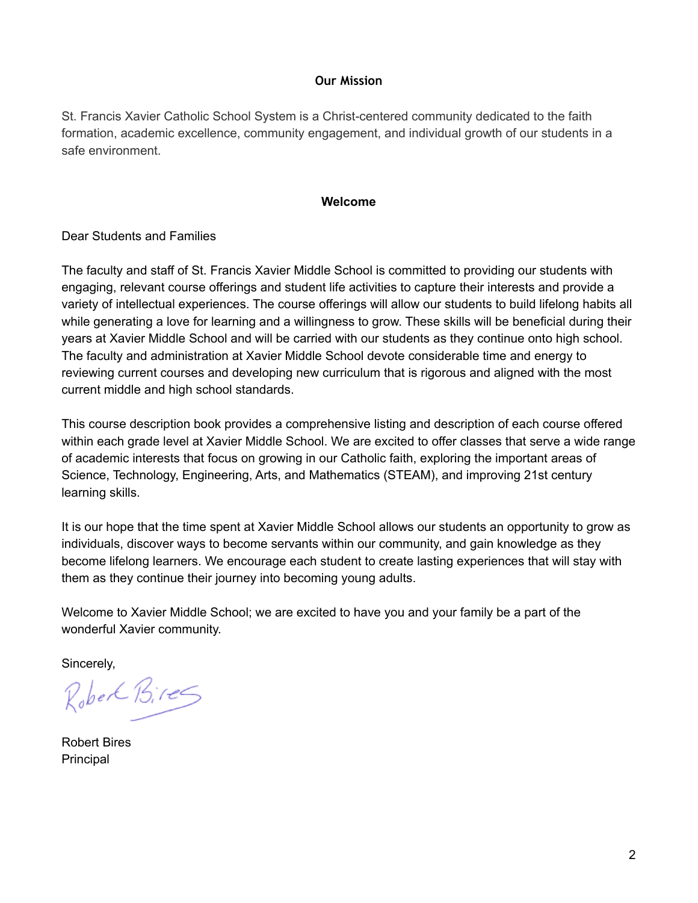## Our Mission

St. Francis Xavier Catholic School System is a Christ-centered community dedicated to the faith formation, academic excellence, community engagement, and individual growth of our students in a safe environment.

## Welcome

Dear Students and Families

The faculty and staff of St. Francis Xavier Middle School is committed to providing our students with engaging, relevant course offerings and student life activities to capture their interests and provide a variety of intellectual experiences. The course offerings will allow our students to build lifelong habits all while generating a love for learning and a willingness to grow. These skills will be beneficial during their years at Xavier Middle School and will be carried with our students as they continue onto high school. The faculty and administration at Xavier Middle School devote considerable time and energy to reviewing current courses and developing new curriculum that is rigorous and aligned with the most current middle and high school standards.

This course description book provides a comprehensive listing and description of each course offered within each grade level at Xavier Middle School. We are excited to offer classes that serve a wide range of academic interests that focus on growing in our Catholic faith, exploring the important areas of Science, Technology, Engineering, Arts, and Mathematics (STEAM), and improving 21st century learning skills.

It is our hope that the time spent at Xavier Middle School allows our students an opportunity to grow as individuals, discover ways to become servants within our community, and gain knowledge as they become lifelong learners. We encourage each student to create lasting experiences that will stay with them as they continue their journey into becoming young adults.

Welcome to Xavier Middle School; we are excited to have you and your family be a part of the wonderful Xavier community.

Sincerely,

Robert Bires

Robert Bires
Principal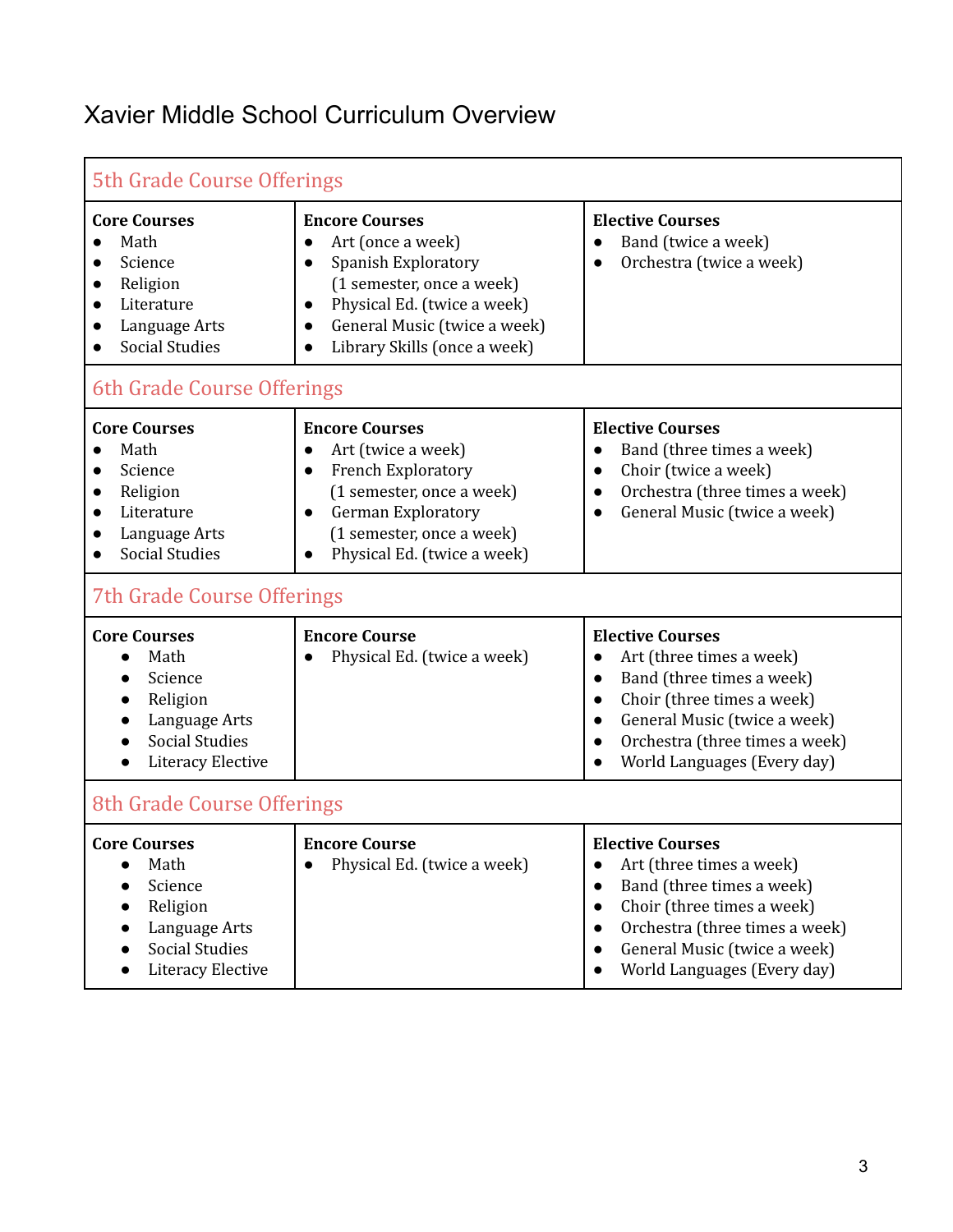# Xavier Middle School Curriculum Overview

## 5th Grade Course Offerings

| Core Courses | Encore Courses | Elective Courses |
|---|---|---|
| • Math<br>• Science<br>• Religion<br>• Literature<br>• Language Arts<br>• Social Studies | • Art (once a week)<br>• Spanish Exploratory (1 semester, once a week)<br>• Physical Ed. (twice a week)<br>• General Music (twice a week)<br>• Library Skills (once a week) | • Band (twice a week)<br>• Orchestra (twice a week) |

## 6th Grade Course Offerings

| Core Courses | Encore Courses | Elective Courses |
|---|---|---|
| • Math<br>• Science<br>• Religion<br>• Literature<br>• Language Arts<br>• Social Studies | • Art (twice a week)<br>• French Exploratory (1 semester, once a week)<br>• German Exploratory (1 semester, once a week)<br>• Physical Ed. (twice a week) | • Band (three times a week)<br>• Choir (twice a week)<br>• Orchestra (three times a week)<br>• General Music (twice a week) |

## 7th Grade Course Offerings

| Core Courses | Encore Course | Elective Courses |
|---|---|---|
| • Math<br>• Science<br>• Religion<br>• Language Arts<br>• Social Studies<br>• Literacy Elective | • Physical Ed. (twice a week) | • Art (three times a week)<br>• Band (three times a week)<br>• Choir (three times a week)<br>• General Music (twice a week)<br>• Orchestra (three times a week)<br>• World Languages (Every day) |

## 8th Grade Course Offerings

| Core Courses | Encore Course | Elective Courses |
|---|---|---|
| • Math<br>• Science<br>• Religion<br>• Language Arts<br>• Social Studies<br>• Literacy Elective | • Physical Ed. (twice a week) | • Art (three times a week)<br>• Band (three times a week)<br>• Choir (three times a week)<br>• Orchestra (three times a week)<br>• General Music (twice a week)<br>• World Languages (Every day) |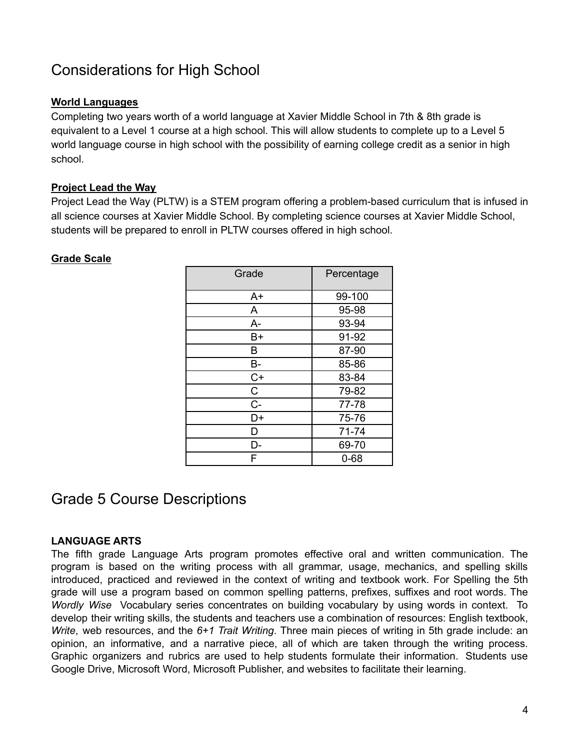# Considerations for High School

**World Languages**

Completing two years worth of a world language at Xavier Middle School in 7th & 8th grade is equivalent to a Level 1 course at a high school. This will allow students to complete up to a Level 5 world language course in high school with the possibility of earning college credit as a senior in high school.

**Project Lead the Way**

Project Lead the Way (PLTW) is a STEM program offering a problem-based curriculum that is infused in all science courses at Xavier Middle School. By completing science courses at Xavier Middle School, students will be prepared to enroll in PLTW courses offered in high school.

**Grade Scale**

| Grade | Percentage |
|---|---|
| A+ | 99-100 |
| A | 95-98 |
| A- | 93-94 |
| B+ | 91-92 |
| B | 87-90 |
| B- | 85-86 |
| C+ | 83-84 |
| C | 79-82 |
| C- | 77-78 |
| D+ | 75-76 |
| D | 71-74 |
| D- | 69-70 |
| F | 0-68 |

# Grade 5 Course Descriptions

**LANGUAGE ARTS**

The fifth grade Language Arts program promotes effective oral and written communication. The program is based on the writing process with all grammar, usage, mechanics, and spelling skills introduced, practiced and reviewed in the context of writing and textbook work. For Spelling the 5th grade will use a program based on common spelling patterns, prefixes, suffixes and root words. The *Wordly Wise* Vocabulary series concentrates on building vocabulary by using words in context. To develop their writing skills, the students and teachers use a combination of resources: English textbook, *Write*, web resources, and the *6+1 Trait Writing*. Three main pieces of writing in 5th grade include: an opinion, an informative, and a narrative piece, all of which are taken through the writing process. Graphic organizers and rubrics are used to help students formulate their information. Students use Google Drive, Microsoft Word, Microsoft Publisher, and websites to facilitate their learning.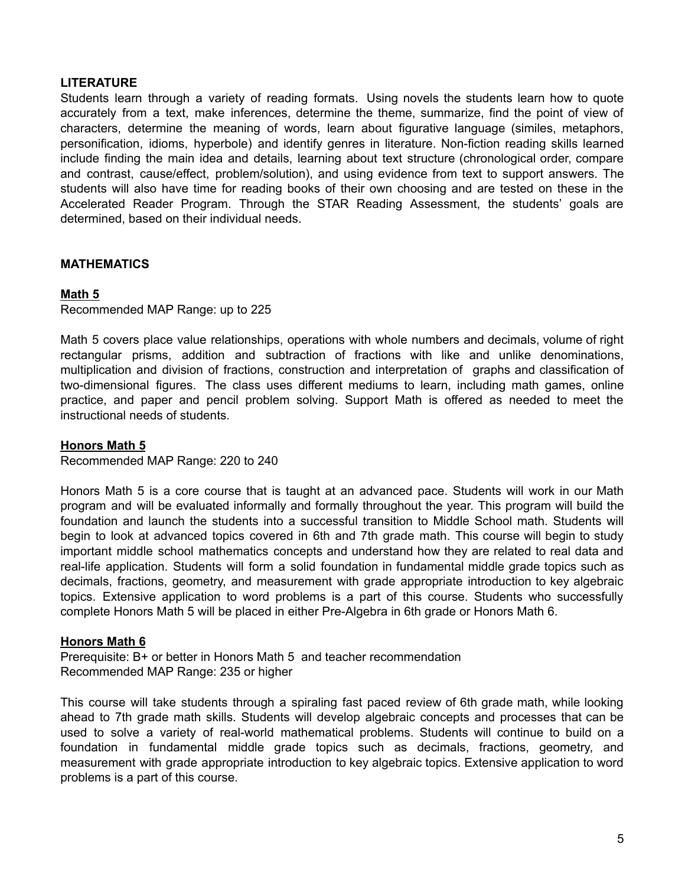## LITERATURE

Students learn through a variety of reading formats. Using novels the students learn how to quote accurately from a text, make inferences, determine the theme, summarize, find the point of view of characters, determine the meaning of words, learn about figurative language (similes, metaphors, personification, idioms, hyperbole) and identify genres in literature. Non-fiction reading skills learned include finding the main idea and details, learning about text structure (chronological order, compare and contrast, cause/effect, problem/solution), and using evidence from text to support answers. The students will also have time for reading books of their own choosing and are tested on these in the Accelerated Reader Program. Through the STAR Reading Assessment, the students' goals are determined, based on their individual needs.

## MATHEMATICS

### Math 5

Recommended MAP Range: up to 225

Math 5 covers place value relationships, operations with whole numbers and decimals, volume of right rectangular prisms, addition and subtraction of fractions with like and unlike denominations, multiplication and division of fractions, construction and interpretation of graphs and classification of two-dimensional figures. The class uses different mediums to learn, including math games, online practice, and paper and pencil problem solving. Support Math is offered as needed to meet the instructional needs of students.

### Honors Math 5

Recommended MAP Range: 220 to 240

Honors Math 5 is a core course that is taught at an advanced pace. Students will work in our Math program and will be evaluated informally and formally throughout the year. This program will build the foundation and launch the students into a successful transition to Middle School math. Students will begin to look at advanced topics covered in 6th and 7th grade math. This course will begin to study important middle school mathematics concepts and understand how they are related to real data and real-life application. Students will form a solid foundation in fundamental middle grade topics such as decimals, fractions, geometry, and measurement with grade appropriate introduction to key algebraic topics. Extensive application to word problems is a part of this course. Students who successfully complete Honors Math 5 will be placed in either Pre-Algebra in 6th grade or Honors Math 6.

### Honors Math 6

Prerequisite: B+ or better in Honors Math 5 and teacher recommendation
Recommended MAP Range: 235 or higher

This course will take students through a spiraling fast paced review of 6th grade math, while looking ahead to 7th grade math skills. Students will develop algebraic concepts and processes that can be used to solve a variety of real-world mathematical problems. Students will continue to build on a foundation in fundamental middle grade topics such as decimals, fractions, geometry, and measurement with grade appropriate introduction to key algebraic topics. Extensive application to word problems is a part of this course.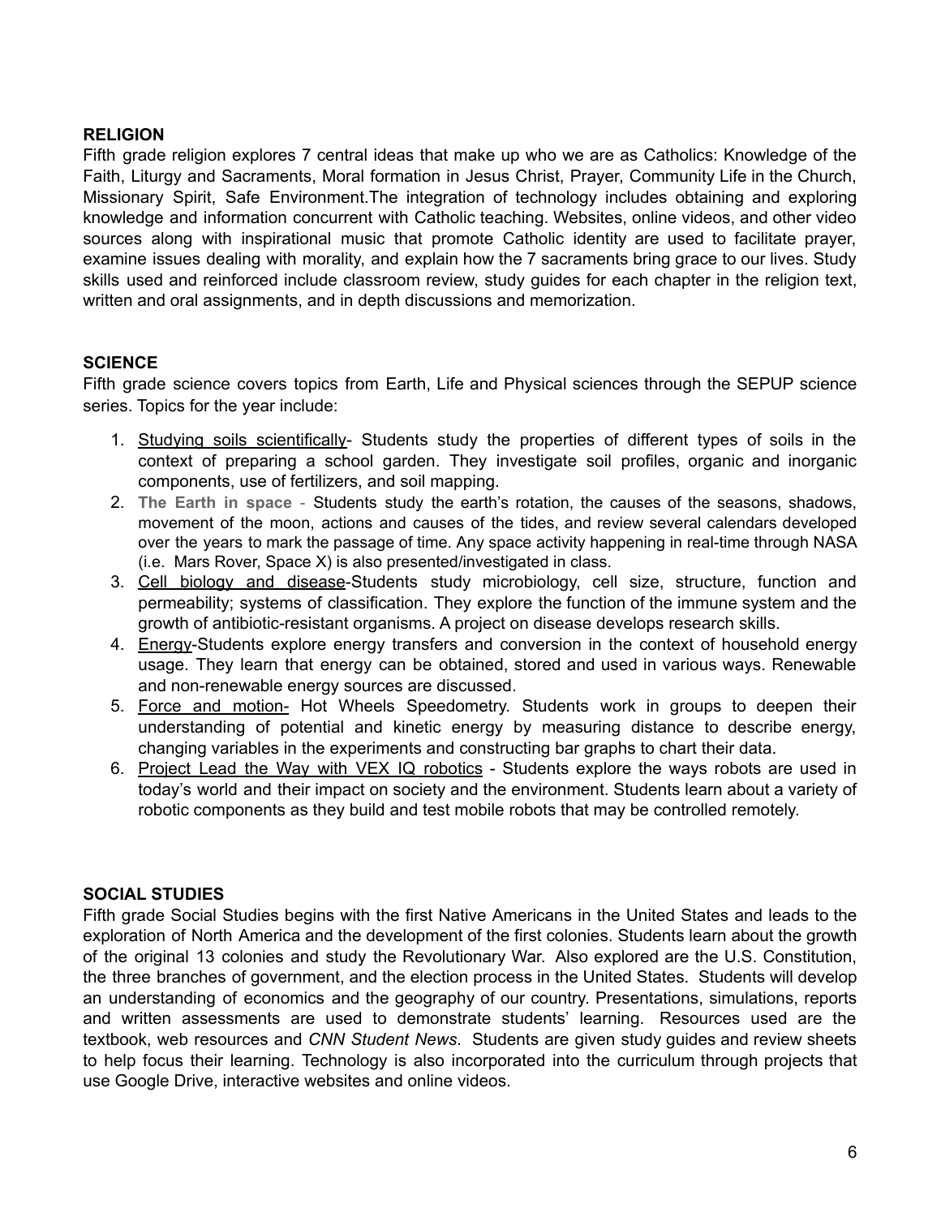## RELIGION

Fifth grade religion explores 7 central ideas that make up who we are as Catholics: Knowledge of the Faith, Liturgy and Sacraments, Moral formation in Jesus Christ, Prayer, Community Life in the Church, Missionary Spirit, Safe Environment.The integration of technology includes obtaining and exploring knowledge and information concurrent with Catholic teaching. Websites, online videos, and other video sources along with inspirational music that promote Catholic identity are used to facilitate prayer, examine issues dealing with morality, and explain how the 7 sacraments bring grace to our lives. Study skills used and reinforced include classroom review, study guides for each chapter in the religion text, written and oral assignments, and in depth discussions and memorization.

## SCIENCE

Fifth grade science covers topics from Earth, Life and Physical sciences through the SEPUP science series. Topics for the year include:

1. Studying soils scientifically- Students study the properties of different types of soils in the context of preparing a school garden. They investigate soil profiles, organic and inorganic components, use of fertilizers, and soil mapping.
2. **The Earth in space** - Students study the earth's rotation, the causes of the seasons, shadows, movement of the moon, actions and causes of the tides, and review several calendars developed over the years to mark the passage of time. Any space activity happening in real-time through NASA (i.e. Mars Rover, Space X) is also presented/investigated in class.
3. Cell biology and disease-Students study microbiology, cell size, structure, function and permeability; systems of classification. They explore the function of the immune system and the growth of antibiotic-resistant organisms. A project on disease develops research skills.
4. Energy-Students explore energy transfers and conversion in the context of household energy usage. They learn that energy can be obtained, stored and used in various ways. Renewable and non-renewable energy sources are discussed.
5. Force and motion- Hot Wheels Speedometry. Students work in groups to deepen their understanding of potential and kinetic energy by measuring distance to describe energy, changing variables in the experiments and constructing bar graphs to chart their data.
6. Project Lead the Way with VEX IQ robotics - Students explore the ways robots are used in today's world and their impact on society and the environment. Students learn about a variety of robotic components as they build and test mobile robots that may be controlled remotely.

## SOCIAL STUDIES

Fifth grade Social Studies begins with the first Native Americans in the United States and leads to the exploration of North America and the development of the first colonies. Students learn about the growth of the original 13 colonies and study the Revolutionary War. Also explored are the U.S. Constitution, the three branches of government, and the election process in the United States. Students will develop an understanding of economics and the geography of our country. Presentations, simulations, reports and written assessments are used to demonstrate students' learning. Resources used are the textbook, web resources and *CNN Student News*. Students are given study guides and review sheets to help focus their learning. Technology is also incorporated into the curriculum through projects that use Google Drive, interactive websites and online videos.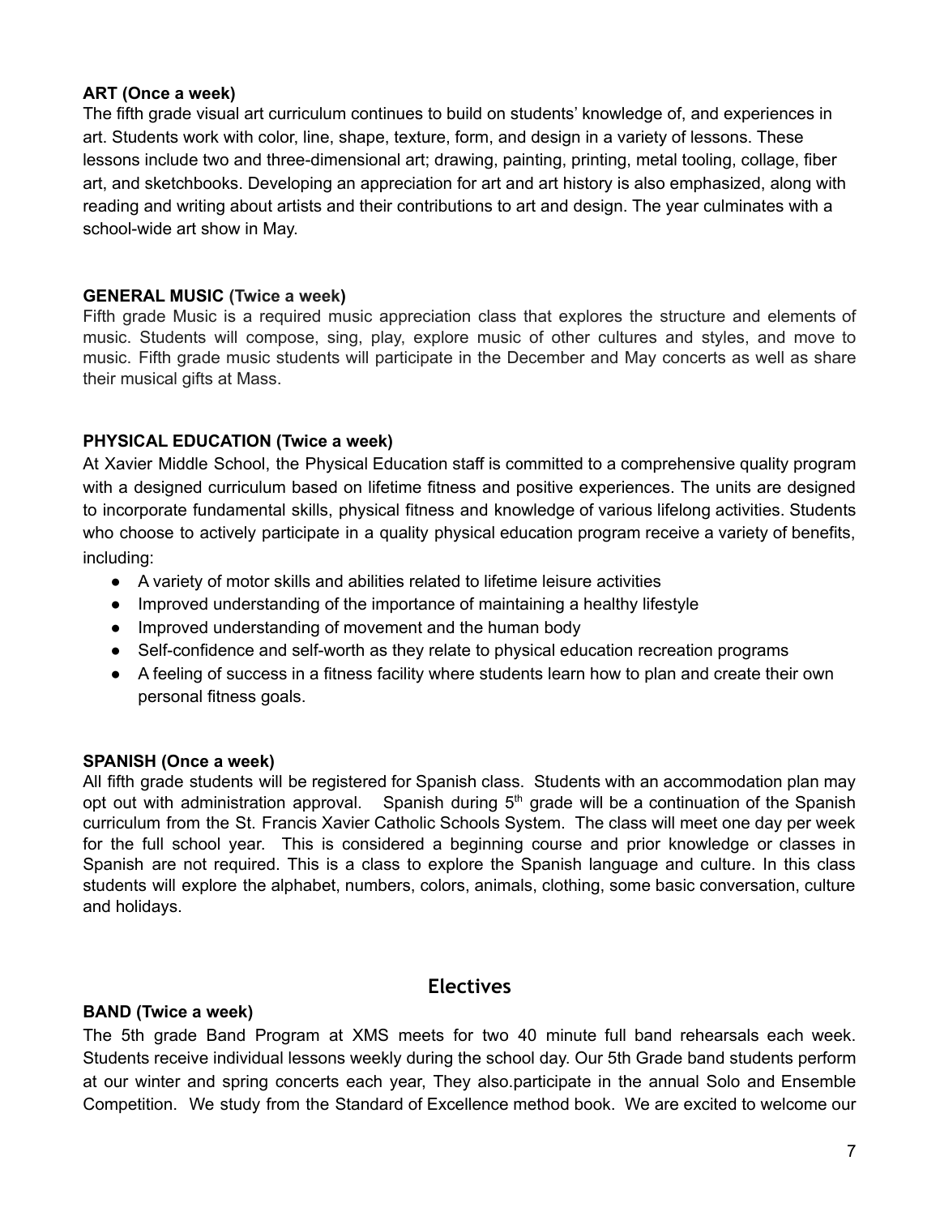**ART (Once a week)**
The fifth grade visual art curriculum continues to build on students' knowledge of, and experiences in art. Students work with color, line, shape, texture, form, and design in a variety of lessons. These lessons include two and three-dimensional art; drawing, painting, printing, metal tooling, collage, fiber art, and sketchbooks. Developing an appreciation for art and art history is also emphasized, along with reading and writing about artists and their contributions to art and design. The year culminates with a school-wide art show in May.

**GENERAL MUSIC (Twice a week)**
Fifth grade Music is a required music appreciation class that explores the structure and elements of music. Students will compose, sing, play, explore music of other cultures and styles, and move to music. Fifth grade music students will participate in the December and May concerts as well as share their musical gifts at Mass.

**PHYSICAL EDUCATION (Twice a week)**
At Xavier Middle School, the Physical Education staff is committed to a comprehensive quality program with a designed curriculum based on lifetime fitness and positive experiences. The units are designed to incorporate fundamental skills, physical fitness and knowledge of various lifelong activities. Students who choose to actively participate in a quality physical education program receive a variety of benefits, including:

- A variety of motor skills and abilities related to lifetime leisure activities
- Improved understanding of the importance of maintaining a healthy lifestyle
- Improved understanding of movement and the human body
- Self-confidence and self-worth as they relate to physical education recreation programs
- A feeling of success in a fitness facility where students learn how to plan and create their own personal fitness goals.

**SPANISH (Once a week)**
All fifth grade students will be registered for Spanish class. Students with an accommodation plan may opt out with administration approval. Spanish during 5th grade will be a continuation of the Spanish curriculum from the St. Francis Xavier Catholic Schools System. The class will meet one day per week for the full school year. This is considered a beginning course and prior knowledge or classes in Spanish are not required. This is a class to explore the Spanish language and culture. In this class students will explore the alphabet, numbers, colors, animals, clothing, some basic conversation, culture and holidays.

## Electives

**BAND (Twice a week)**
The 5th grade Band Program at XMS meets for two 40 minute full band rehearsals each week. Students receive individual lessons weekly during the school day. Our 5th Grade band students perform at our winter and spring concerts each year, They also.participate in the annual Solo and Ensemble Competition. We study from the Standard of Excellence method book. We are excited to welcome our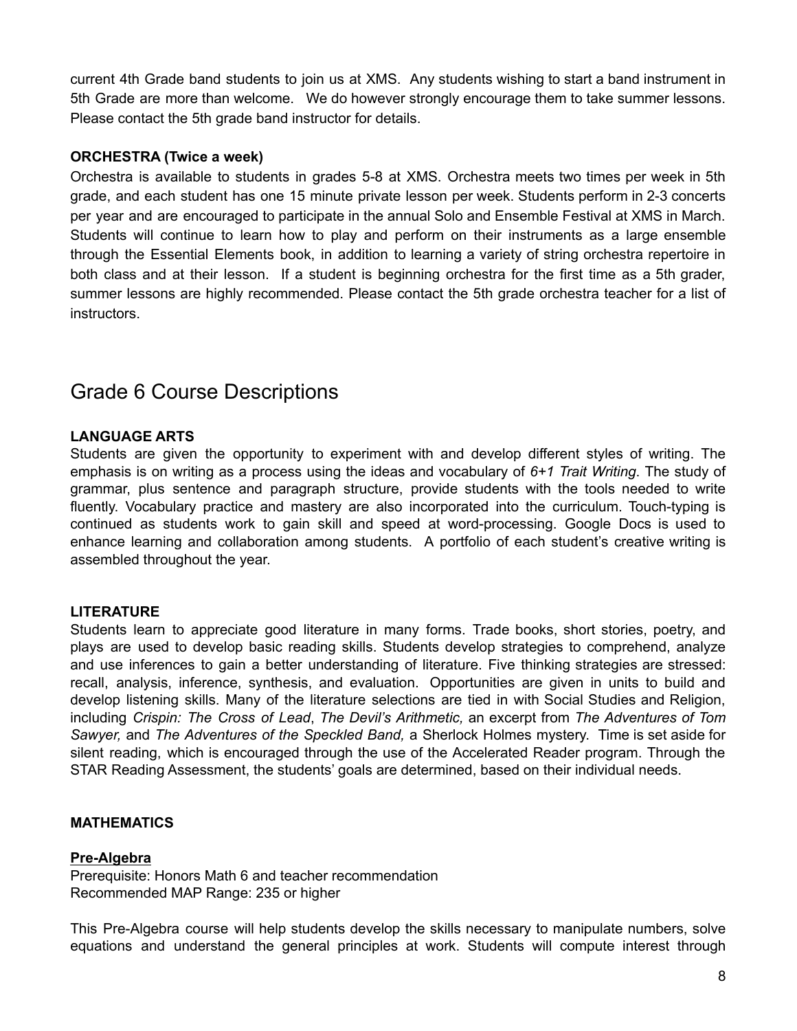current 4th Grade band students to join us at XMS. Any students wishing to start a band instrument in 5th Grade are more than welcome. We do however strongly encourage them to take summer lessons. Please contact the 5th grade band instructor for details.

**ORCHESTRA (Twice a week)**

Orchestra is available to students in grades 5-8 at XMS. Orchestra meets two times per week in 5th grade, and each student has one 15 minute private lesson per week. Students perform in 2-3 concerts per year and are encouraged to participate in the annual Solo and Ensemble Festival at XMS in March. Students will continue to learn how to play and perform on their instruments as a large ensemble through the Essential Elements book, in addition to learning a variety of string orchestra repertoire in both class and at their lesson. If a student is beginning orchestra for the first time as a 5th grader, summer lessons are highly recommended. Please contact the 5th grade orchestra teacher for a list of instructors.

# Grade 6 Course Descriptions

**LANGUAGE ARTS**

Students are given the opportunity to experiment with and develop different styles of writing. The emphasis is on writing as a process using the ideas and vocabulary of *6+1 Trait Writing*. The study of grammar, plus sentence and paragraph structure, provide students with the tools needed to write fluently. Vocabulary practice and mastery are also incorporated into the curriculum. Touch-typing is continued as students work to gain skill and speed at word-processing. Google Docs is used to enhance learning and collaboration among students. A portfolio of each student's creative writing is assembled throughout the year.

**LITERATURE**

Students learn to appreciate good literature in many forms. Trade books, short stories, poetry, and plays are used to develop basic reading skills. Students develop strategies to comprehend, analyze and use inferences to gain a better understanding of literature. Five thinking strategies are stressed: recall, analysis, inference, synthesis, and evaluation. Opportunities are given in units to build and develop listening skills. Many of the literature selections are tied in with Social Studies and Religion, including *Crispin: The Cross of Lead*, *The Devil's Arithmetic,* an excerpt from *The Adventures of Tom Sawyer,* and *The Adventures of the Speckled Band,* a Sherlock Holmes mystery. Time is set aside for silent reading, which is encouraged through the use of the Accelerated Reader program. Through the STAR Reading Assessment, the students' goals are determined, based on their individual needs.

**MATHEMATICS**

**Pre-Algebra**

Prerequisite: Honors Math 6 and teacher recommendation
Recommended MAP Range: 235 or higher

This Pre-Algebra course will help students develop the skills necessary to manipulate numbers, solve equations and understand the general principles at work. Students will compute interest through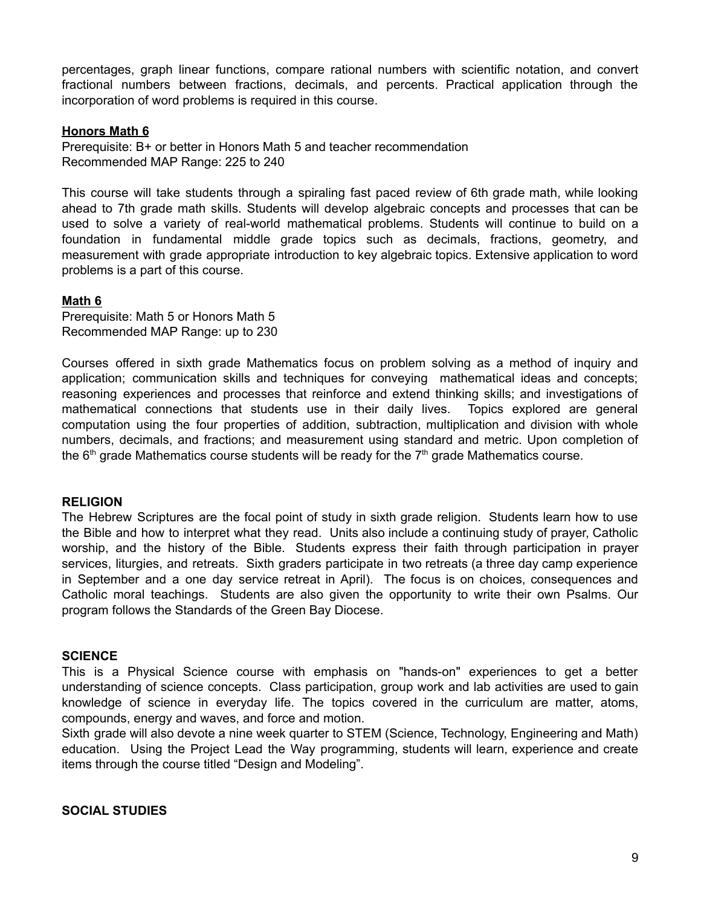percentages, graph linear functions, compare rational numbers with scientific notation, and convert fractional numbers between fractions, decimals, and percents. Practical application through the incorporation of word problems is required in this course.

### Honors Math 6

Prerequisite: B+ or better in Honors Math 5 and teacher recommendation
Recommended MAP Range: 225 to 240

This course will take students through a spiraling fast paced review of 6th grade math, while looking ahead to 7th grade math skills. Students will develop algebraic concepts and processes that can be used to solve a variety of real-world mathematical problems. Students will continue to build on a foundation in fundamental middle grade topics such as decimals, fractions, geometry, and measurement with grade appropriate introduction to key algebraic topics. Extensive application to word problems is a part of this course.

### Math 6

Prerequisite: Math 5 or Honors Math 5
Recommended MAP Range: up to 230

Courses offered in sixth grade Mathematics focus on problem solving as a method of inquiry and application; communication skills and techniques for conveying mathematical ideas and concepts; reasoning experiences and processes that reinforce and extend thinking skills; and investigations of mathematical connections that students use in their daily lives. Topics explored are general computation using the four properties of addition, subtraction, multiplication and division with whole numbers, decimals, and fractions; and measurement using standard and metric. Upon completion of the 6th grade Mathematics course students will be ready for the 7th grade Mathematics course.

## RELIGION

The Hebrew Scriptures are the focal point of study in sixth grade religion. Students learn how to use the Bible and how to interpret what they read. Units also include a continuing study of prayer, Catholic worship, and the history of the Bible. Students express their faith through participation in prayer services, liturgies, and retreats. Sixth graders participate in two retreats (a three day camp experience in September and a one day service retreat in April). The focus is on choices, consequences and Catholic moral teachings. Students are also given the opportunity to write their own Psalms. Our program follows the Standards of the Green Bay Diocese.

## SCIENCE

This is a Physical Science course with emphasis on "hands-on" experiences to get a better understanding of science concepts. Class participation, group work and lab activities are used to gain knowledge of science in everyday life. The topics covered in the curriculum are matter, atoms, compounds, energy and waves, and force and motion.

Sixth grade will also devote a nine week quarter to STEM (Science, Technology, Engineering and Math) education. Using the Project Lead the Way programming, students will learn, experience and create items through the course titled “Design and Modeling”.

## SOCIAL STUDIES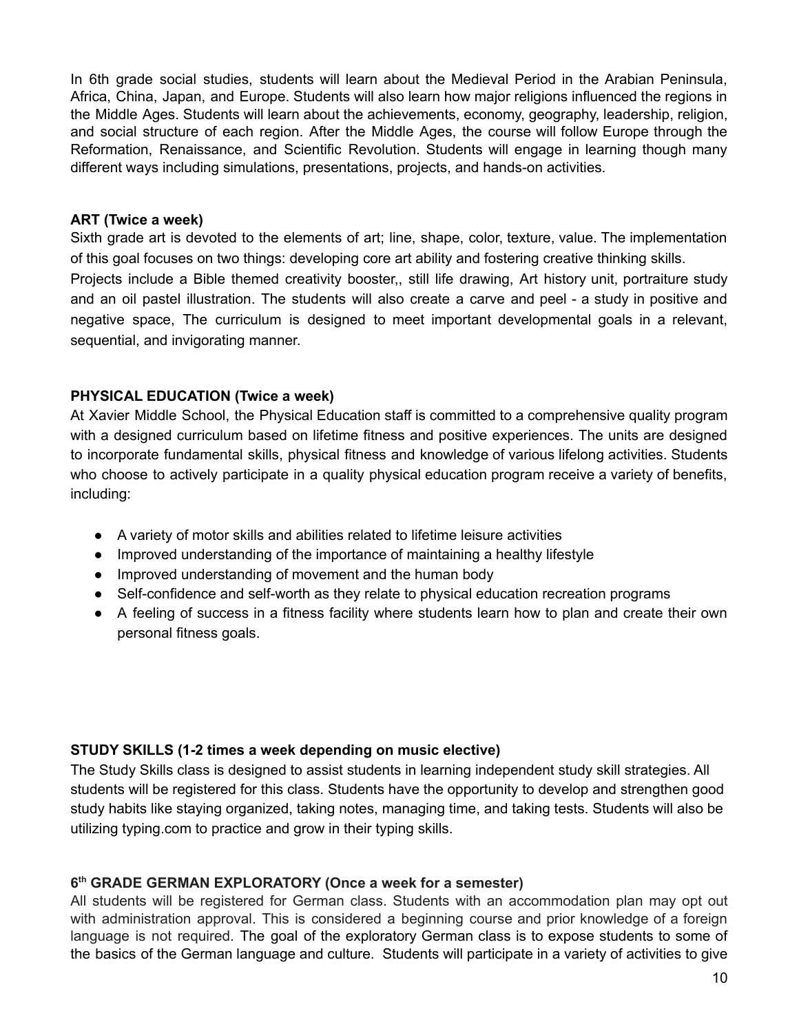In 6th grade social studies, students will learn about the Medieval Period in the Arabian Peninsula, Africa, China, Japan, and Europe. Students will also learn how major religions influenced the regions in the Middle Ages. Students will learn about the achievements, economy, geography, leadership, religion, and social structure of each region. After the Middle Ages, the course will follow Europe through the Reformation, Renaissance, and Scientific Revolution. Students will engage in learning though many different ways including simulations, presentations, projects, and hands-on activities.

**ART (Twice a week)**

Sixth grade art is devoted to the elements of art; line, shape, color, texture, value. The implementation of this goal focuses on two things: developing core art ability and fostering creative thinking skills. Projects include a Bible themed creativity booster,, still life drawing, Art history unit, portraiture study and an oil pastel illustration. The students will also create a carve and peel - a study in positive and negative space, The curriculum is designed to meet important developmental goals in a relevant, sequential, and invigorating manner.

**PHYSICAL EDUCATION (Twice a week)**

At Xavier Middle School, the Physical Education staff is committed to a comprehensive quality program with a designed curriculum based on lifetime fitness and positive experiences. The units are designed to incorporate fundamental skills, physical fitness and knowledge of various lifelong activities. Students who choose to actively participate in a quality physical education program receive a variety of benefits, including:

- A variety of motor skills and abilities related to lifetime leisure activities
- Improved understanding of the importance of maintaining a healthy lifestyle
- Improved understanding of movement and the human body
- Self-confidence and self-worth as they relate to physical education recreation programs
- A feeling of success in a fitness facility where students learn how to plan and create their own personal fitness goals.

**STUDY SKILLS (1-2 times a week depending on music elective)**

The Study Skills class is designed to assist students in learning independent study skill strategies. All students will be registered for this class. Students have the opportunity to develop and strengthen good study habits like staying organized, taking notes, managing time, and taking tests. Students will also be utilizing typing.com to practice and grow in their typing skills.

**6th GRADE GERMAN EXPLORATORY (Once a week for a semester)**

All students will be registered for German class. Students with an accommodation plan may opt out with administration approval. This is considered a beginning course and prior knowledge of a foreign language is not required. The goal of the exploratory German class is to expose students to some of the basics of the German language and culture. Students will participate in a variety of activities to give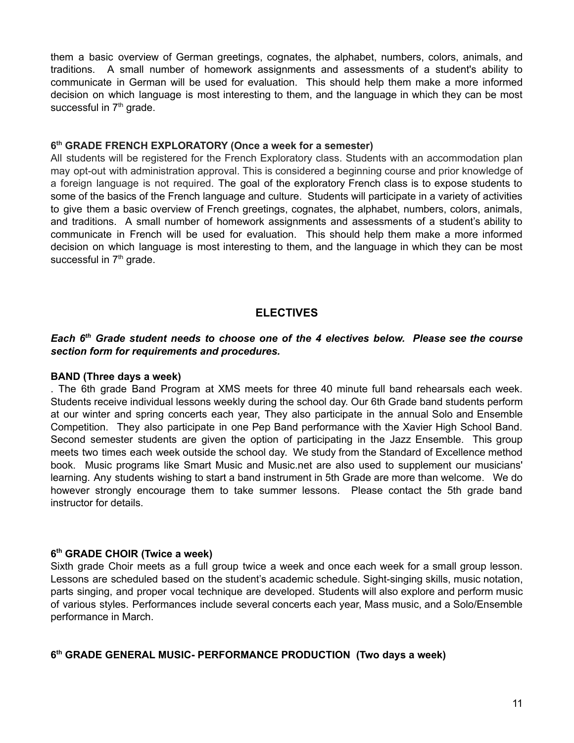them a basic overview of German greetings, cognates, the alphabet, numbers, colors, animals, and traditions. A small number of homework assignments and assessments of a student's ability to communicate in German will be used for evaluation. This should help them make a more informed decision on which language is most interesting to them, and the language in which they can be most successful in 7th grade.

**6th GRADE FRENCH EXPLORATORY (Once a week for a semester)**

All students will be registered for the French Exploratory class. Students with an accommodation plan may opt-out with administration approval. This is considered a beginning course and prior knowledge of a foreign language is not required. The goal of the exploratory French class is to expose students to some of the basics of the French language and culture. Students will participate in a variety of activities to give them a basic overview of French greetings, cognates, the alphabet, numbers, colors, animals, and traditions. A small number of homework assignments and assessments of a student's ability to communicate in French will be used for evaluation. This should help them make a more informed decision on which language is most interesting to them, and the language in which they can be most successful in 7th grade.

## ELECTIVES

***Each 6th Grade student needs to choose one of the 4 electives below. Please see the course section form for requirements and procedures.***

**BAND (Three days a week)**

. The 6th grade Band Program at XMS meets for three 40 minute full band rehearsals each week. Students receive individual lessons weekly during the school day. Our 6th Grade band students perform at our winter and spring concerts each year, They also participate in the annual Solo and Ensemble Competition. They also participate in one Pep Band performance with the Xavier High School Band. Second semester students are given the option of participating in the Jazz Ensemble. This group meets two times each week outside the school day. We study from the Standard of Excellence method book. Music programs like Smart Music and Music.net are also used to supplement our musicians' learning. Any students wishing to start a band instrument in 5th Grade are more than welcome. We do however strongly encourage them to take summer lessons. Please contact the 5th grade band instructor for details.

**6th GRADE CHOIR (Twice a week)**

Sixth grade Choir meets as a full group twice a week and once each week for a small group lesson. Lessons are scheduled based on the student's academic schedule. Sight-singing skills, music notation, parts singing, and proper vocal technique are developed. Students will also explore and perform music of various styles. Performances include several concerts each year, Mass music, and a Solo/Ensemble performance in March.

**6th GRADE GENERAL MUSIC- PERFORMANCE PRODUCTION (Two days a week)**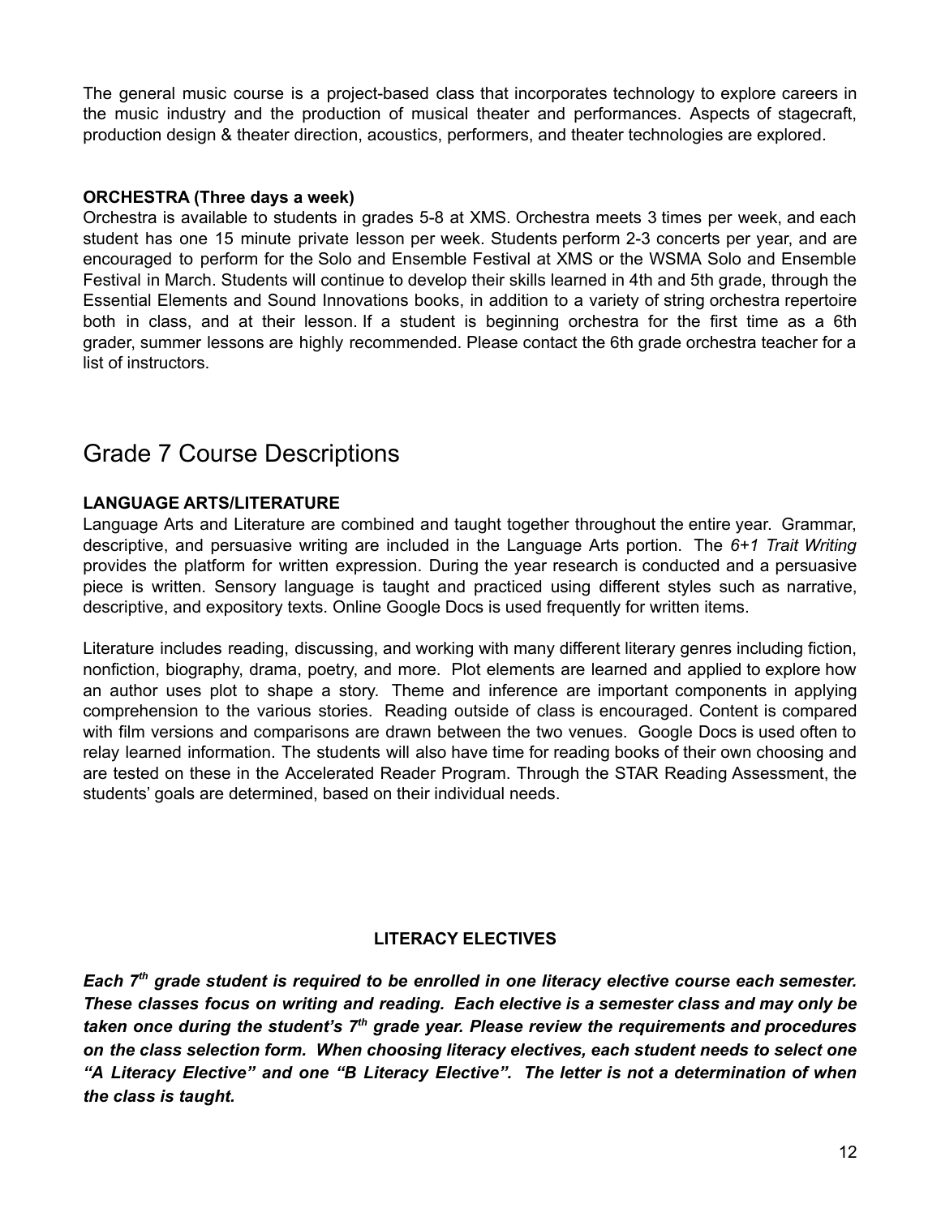The general music course is a project-based class that incorporates technology to explore careers in the music industry and the production of musical theater and performances. Aspects of stagecraft, production design & theater direction, acoustics, performers, and theater technologies are explored.

**ORCHESTRA (Three days a week)**

Orchestra is available to students in grades 5-8 at XMS. Orchestra meets 3 times per week, and each student has one 15 minute private lesson per week. Students perform 2-3 concerts per year, and are encouraged to perform for the Solo and Ensemble Festival at XMS or the WSMA Solo and Ensemble Festival in March. Students will continue to develop their skills learned in 4th and 5th grade, through the Essential Elements and Sound Innovations books, in addition to a variety of string orchestra repertoire both in class, and at their lesson. If a student is beginning orchestra for the first time as a 6th grader, summer lessons are highly recommended. Please contact the 6th grade orchestra teacher for a list of instructors.

## Grade 7 Course Descriptions

**LANGUAGE ARTS/LITERATURE**

Language Arts and Literature are combined and taught together throughout the entire year. Grammar, descriptive, and persuasive writing are included in the Language Arts portion. The *6+1 Trait Writing* provides the platform for written expression. During the year research is conducted and a persuasive piece is written. Sensory language is taught and practiced using different styles such as narrative, descriptive, and expository texts. Online Google Docs is used frequently for written items.

Literature includes reading, discussing, and working with many different literary genres including fiction, nonfiction, biography, drama, poetry, and more. Plot elements are learned and applied to explore how an author uses plot to shape a story. Theme and inference are important components in applying comprehension to the various stories. Reading outside of class is encouraged. Content is compared with film versions and comparisons are drawn between the two venues. Google Docs is used often to relay learned information. The students will also have time for reading books of their own choosing and are tested on these in the Accelerated Reader Program. Through the STAR Reading Assessment, the students' goals are determined, based on their individual needs.

**LITERACY ELECTIVES**

***Each 7th grade student is required to be enrolled in one literacy elective course each semester. These classes focus on writing and reading. Each elective is a semester class and may only be taken once during the student's 7th grade year. Please review the requirements and procedures on the class selection form. When choosing literacy electives, each student needs to select one "A Literacy Elective" and one "B Literacy Elective". The letter is not a determination of when the class is taught.***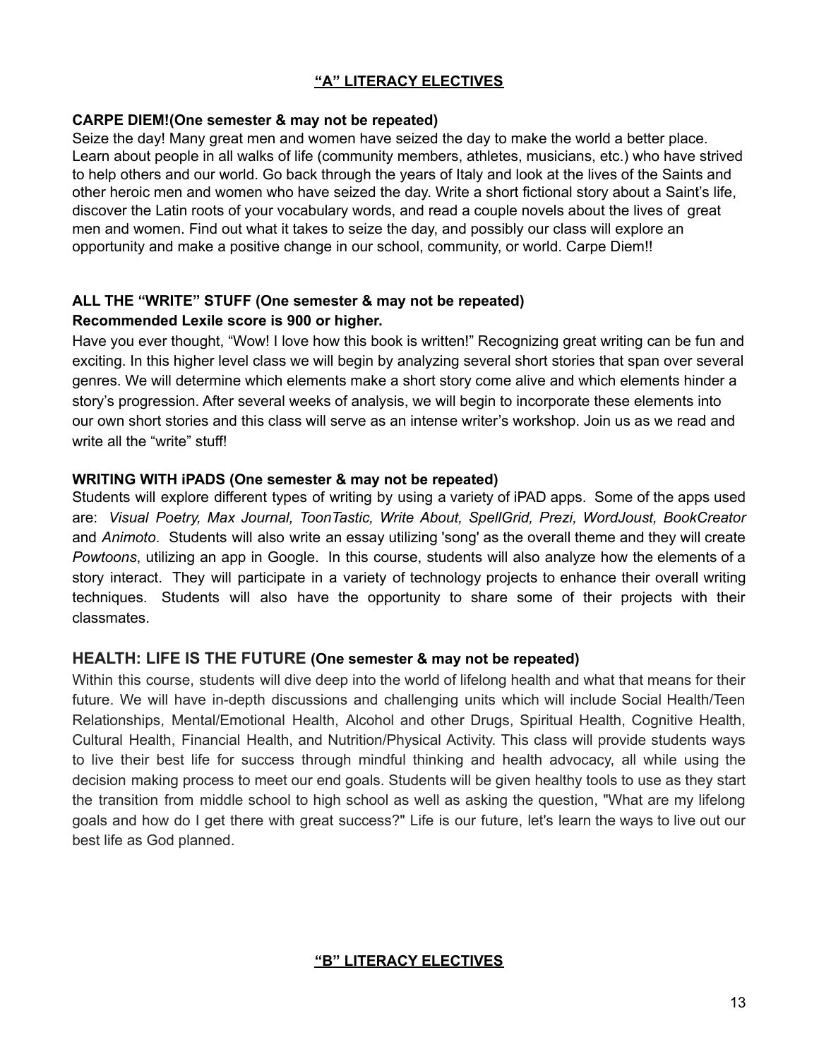## "A" LITERACY ELECTIVES

**CARPE DIEM!(One semester & may not be repeated)**

Seize the day! Many great men and women have seized the day to make the world a better place. Learn about people in all walks of life (community members, athletes, musicians, etc.) who have strived to help others and our world. Go back through the years of Italy and look at the lives of the Saints and other heroic men and women who have seized the day. Write a short fictional story about a Saint's life, discover the Latin roots of your vocabulary words, and read a couple novels about the lives of great men and women. Find out what it takes to seize the day, and possibly our class will explore an opportunity and make a positive change in our school, community, or world. Carpe Diem!!

**ALL THE "WRITE" STUFF (One semester & may not be repeated)**
**Recommended Lexile score is 900 or higher.**

Have you ever thought, "Wow! I love how this book is written!" Recognizing great writing can be fun and exciting. In this higher level class we will begin by analyzing several short stories that span over several genres. We will determine which elements make a short story come alive and which elements hinder a story's progression. After several weeks of analysis, we will begin to incorporate these elements into our own short stories and this class will serve as an intense writer's workshop. Join us as we read and write all the "write" stuff!

**WRITING WITH iPADS (One semester & may not be repeated)**

Students will explore different types of writing by using a variety of iPAD apps. Some of the apps used are: *Visual Poetry, Max Journal, ToonTastic, Write About, SpellGrid, Prezi, WordJoust, BookCreator* and *Animoto*. Students will also write an essay utilizing 'song' as the overall theme and they will create *Powtoons*, utilizing an app in Google. In this course, students will also analyze how the elements of a story interact. They will participate in a variety of technology projects to enhance their overall writing techniques. Students will also have the opportunity to share some of their projects with their classmates.

### HEALTH: LIFE IS THE FUTURE (One semester & may not be repeated)

Within this course, students will dive deep into the world of lifelong health and what that means for their future. We will have in-depth discussions and challenging units which will include Social Health/Teen Relationships, Mental/Emotional Health, Alcohol and other Drugs, Spiritual Health, Cognitive Health, Cultural Health, Financial Health, and Nutrition/Physical Activity. This class will provide students ways to live their best life for success through mindful thinking and health advocacy, all while using the decision making process to meet our end goals. Students will be given healthy tools to use as they start the transition from middle school to high school as well as asking the question, "What are my lifelong goals and how do I get there with great success?" Life is our future, let's learn the ways to live out our best life as God planned.

## "B" LITERACY ELECTIVES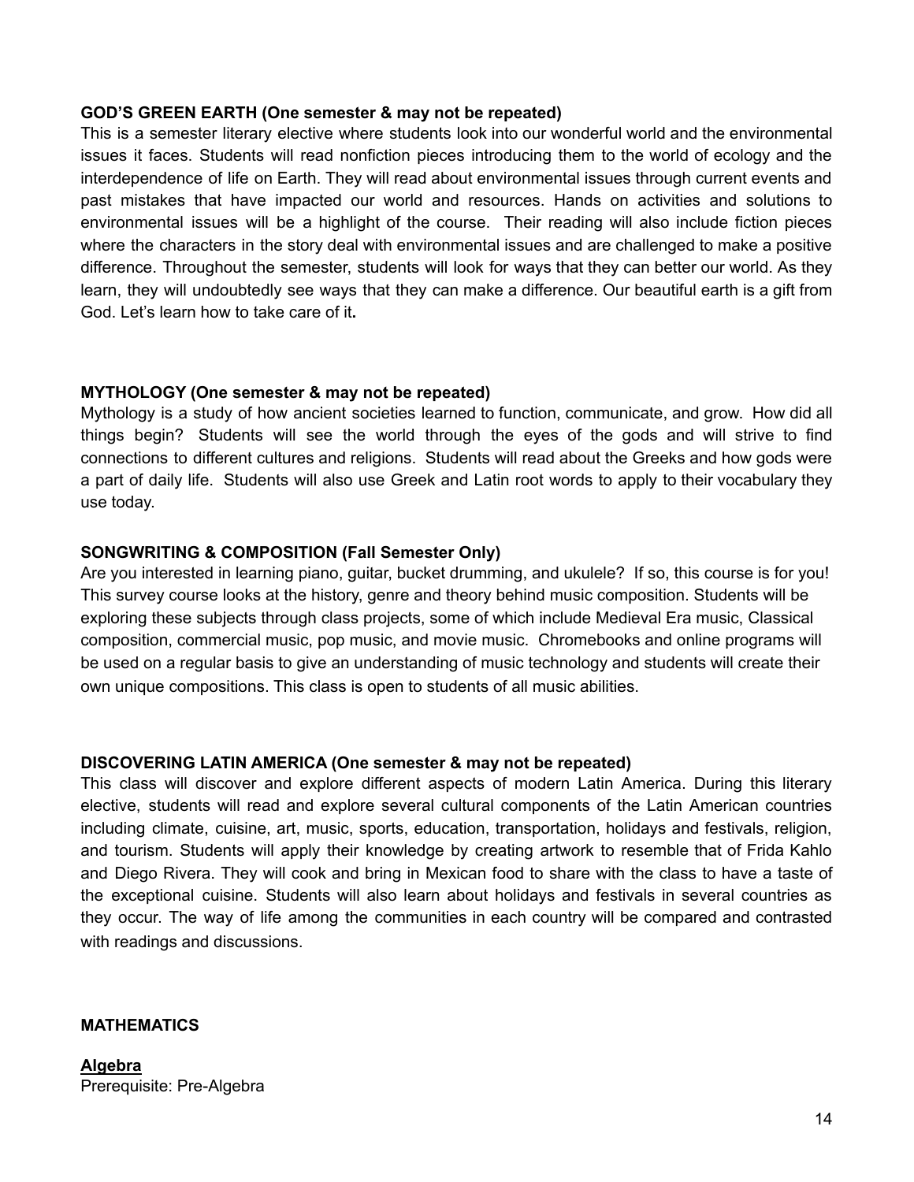**GOD'S GREEN EARTH (One semester & may not be repeated)**
This is a semester literary elective where students look into our wonderful world and the environmental issues it faces. Students will read nonfiction pieces introducing them to the world of ecology and the interdependence of life on Earth. They will read about environmental issues through current events and past mistakes that have impacted our world and resources. Hands on activities and solutions to environmental issues will be a highlight of the course. Their reading will also include fiction pieces where the characters in the story deal with environmental issues and are challenged to make a positive difference. Throughout the semester, students will look for ways that they can better our world. As they learn, they will undoubtedly see ways that they can make a difference. Our beautiful earth is a gift from God. Let's learn how to take care of it**.**

**MYTHOLOGY (One semester & may not be repeated)**
Mythology is a study of how ancient societies learned to function, communicate, and grow. How did all things begin? Students will see the world through the eyes of the gods and will strive to find connections to different cultures and religions. Students will read about the Greeks and how gods were a part of daily life. Students will also use Greek and Latin root words to apply to their vocabulary they use today.

**SONGWRITING & COMPOSITION (Fall Semester Only)**
Are you interested in learning piano, guitar, bucket drumming, and ukulele? If so, this course is for you! This survey course looks at the history, genre and theory behind music composition. Students will be exploring these subjects through class projects, some of which include Medieval Era music, Classical composition, commercial music, pop music, and movie music. Chromebooks and online programs will be used on a regular basis to give an understanding of music technology and students will create their own unique compositions. This class is open to students of all music abilities.

**DISCOVERING LATIN AMERICA (One semester & may not be repeated)**
This class will discover and explore different aspects of modern Latin America. During this literary elective, students will read and explore several cultural components of the Latin American countries including climate, cuisine, art, music, sports, education, transportation, holidays and festivals, religion, and tourism. Students will apply their knowledge by creating artwork to resemble that of Frida Kahlo and Diego Rivera. They will cook and bring in Mexican food to share with the class to have a taste of the exceptional cuisine. Students will also learn about holidays and festivals in several countries as they occur. The way of life among the communities in each country will be compared and contrasted with readings and discussions.

**MATHEMATICS**

**Algebra**
Prerequisite: Pre-Algebra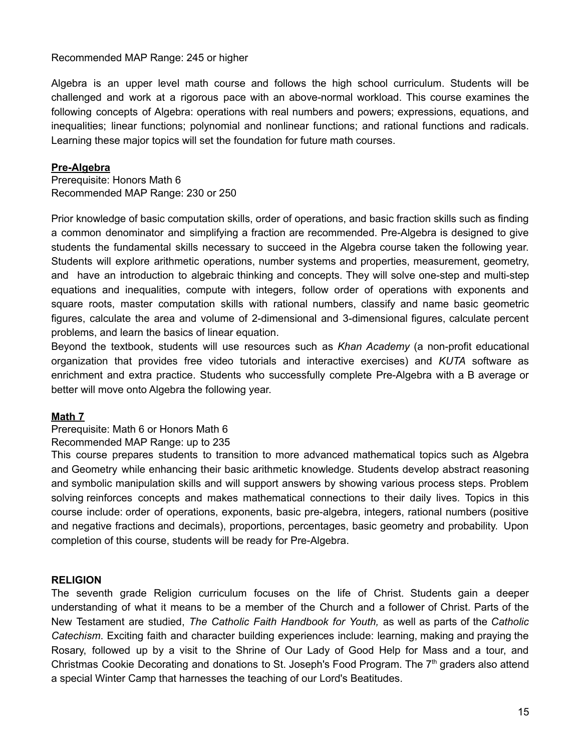Recommended MAP Range: 245 or higher

Algebra is an upper level math course and follows the high school curriculum. Students will be challenged and work at a rigorous pace with an above-normal workload. This course examines the following concepts of Algebra: operations with real numbers and powers; expressions, equations, and inequalities; linear functions; polynomial and nonlinear functions; and rational functions and radicals. Learning these major topics will set the foundation for future math courses.

**<u>Pre-Algebra</u>**
Prerequisite: Honors Math 6
Recommended MAP Range: 230 or 250

Prior knowledge of basic computation skills, order of operations, and basic fraction skills such as finding a common denominator and simplifying a fraction are recommended. Pre-Algebra is designed to give students the fundamental skills necessary to succeed in the Algebra course taken the following year. Students will explore arithmetic operations, number systems and properties, measurement, geometry, and have an introduction to algebraic thinking and concepts. They will solve one-step and multi-step equations and inequalities, compute with integers, follow order of operations with exponents and square roots, master computation skills with rational numbers, classify and name basic geometric figures, calculate the area and volume of 2-dimensional and 3-dimensional figures, calculate percent problems, and learn the basics of linear equation.
Beyond the textbook, students will use resources such as *Khan Academy* (a non-profit educational organization that provides free video tutorials and interactive exercises) and *KUTA* software as enrichment and extra practice. Students who successfully complete Pre-Algebra with a B average or better will move onto Algebra the following year.

**<u>Math 7</u>**
Prerequisite: Math 6 or Honors Math 6
Recommended MAP Range: up to 235
This course prepares students to transition to more advanced mathematical topics such as Algebra and Geometry while enhancing their basic arithmetic knowledge. Students develop abstract reasoning and symbolic manipulation skills and will support answers by showing various process steps. Problem solving reinforces concepts and makes mathematical connections to their daily lives. Topics in this course include: order of operations, exponents, basic pre-algebra, integers, rational numbers (positive and negative fractions and decimals), proportions, percentages, basic geometry and probability. Upon completion of this course, students will be ready for Pre-Algebra.

**RELIGION**
The seventh grade Religion curriculum focuses on the life of Christ. Students gain a deeper understanding of what it means to be a member of the Church and a follower of Christ. Parts of the New Testament are studied, *The Catholic Faith Handbook for Youth,* as well as parts of the *Catholic Catechism*. Exciting faith and character building experiences include: learning, making and praying the Rosary, followed up by a visit to the Shrine of Our Lady of Good Help for Mass and a tour, and Christmas Cookie Decorating and donations to St. Joseph's Food Program. The 7th graders also attend a special Winter Camp that harnesses the teaching of our Lord's Beatitudes.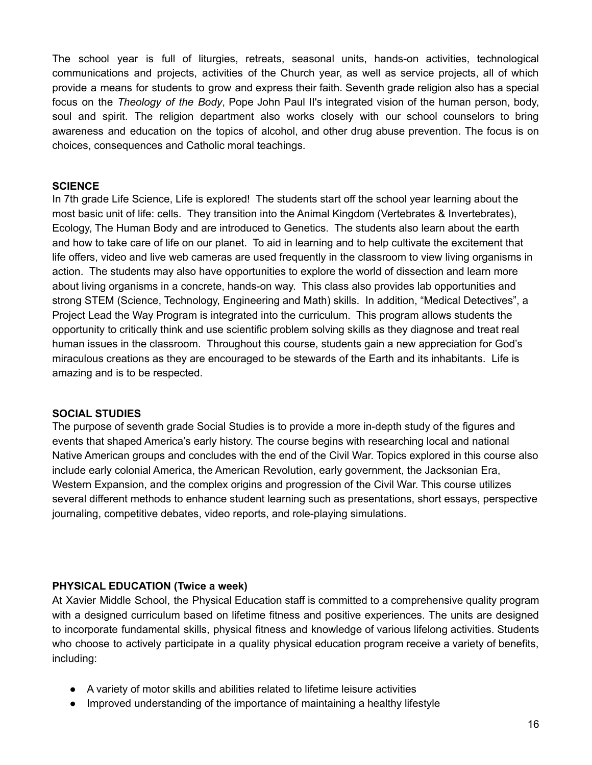The school year is full of liturgies, retreats, seasonal units, hands-on activities, technological communications and projects, activities of the Church year, as well as service projects, all of which provide a means for students to grow and express their faith. Seventh grade religion also has a special focus on the *Theology of the Body*, Pope John Paul II's integrated vision of the human person, body, soul and spirit. The religion department also works closely with our school counselors to bring awareness and education on the topics of alcohol, and other drug abuse prevention. The focus is on choices, consequences and Catholic moral teachings.

**SCIENCE**

In 7th grade Life Science, Life is explored! The students start off the school year learning about the most basic unit of life: cells. They transition into the Animal Kingdom (Vertebrates & Invertebrates), Ecology, The Human Body and are introduced to Genetics. The students also learn about the earth and how to take care of life on our planet. To aid in learning and to help cultivate the excitement that life offers, video and live web cameras are used frequently in the classroom to view living organisms in action. The students may also have opportunities to explore the world of dissection and learn more about living organisms in a concrete, hands-on way. This class also provides lab opportunities and strong STEM (Science, Technology, Engineering and Math) skills. In addition, "Medical Detectives", a Project Lead the Way Program is integrated into the curriculum. This program allows students the opportunity to critically think and use scientific problem solving skills as they diagnose and treat real human issues in the classroom. Throughout this course, students gain a new appreciation for God's miraculous creations as they are encouraged to be stewards of the Earth and its inhabitants. Life is amazing and is to be respected.

**SOCIAL STUDIES**

The purpose of seventh grade Social Studies is to provide a more in-depth study of the figures and events that shaped America's early history. The course begins with researching local and national Native American groups and concludes with the end of the Civil War. Topics explored in this course also include early colonial America, the American Revolution, early government, the Jacksonian Era, Western Expansion, and the complex origins and progression of the Civil War. This course utilizes several different methods to enhance student learning such as presentations, short essays, perspective journaling, competitive debates, video reports, and role-playing simulations.

**PHYSICAL EDUCATION (Twice a week)**

At Xavier Middle School, the Physical Education staff is committed to a comprehensive quality program with a designed curriculum based on lifetime fitness and positive experiences. The units are designed to incorporate fundamental skills, physical fitness and knowledge of various lifelong activities. Students who choose to actively participate in a quality physical education program receive a variety of benefits, including:

- A variety of motor skills and abilities related to lifetime leisure activities
- Improved understanding of the importance of maintaining a healthy lifestyle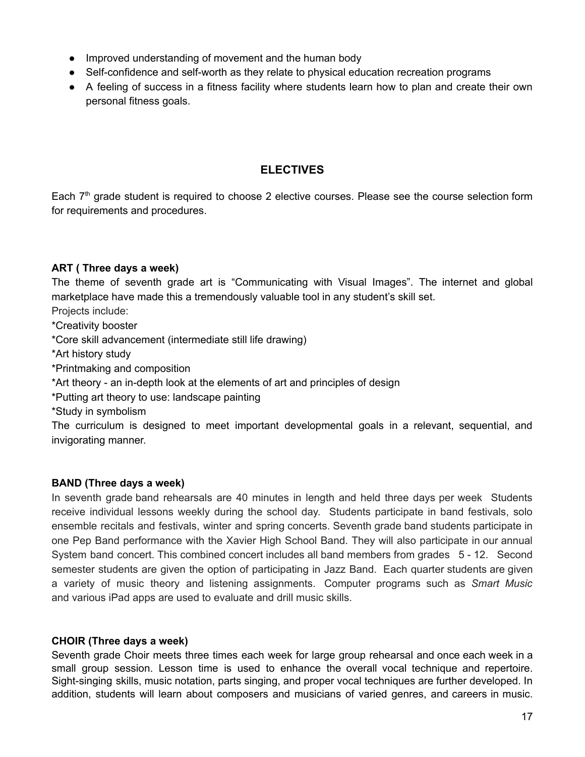- Improved understanding of movement and the human body
- Self-confidence and self-worth as they relate to physical education recreation programs
- A feeling of success in a fitness facility where students learn how to plan and create their own personal fitness goals.

## ELECTIVES

Each 7th grade student is required to choose 2 elective courses. Please see the course selection form for requirements and procedures.

**ART ( Three days a week)**

The theme of seventh grade art is “Communicating with Visual Images”. The internet and global marketplace have made this a tremendously valuable tool in any student’s skill set.

Projects include:

*Creativity booster

*Core skill advancement (intermediate still life drawing)

*Art history study

*Printmaking and composition

*Art theory - an in-depth look at the elements of art and principles of design

*Putting art theory to use: landscape painting

*Study in symbolism

The curriculum is designed to meet important developmental goals in a relevant, sequential, and invigorating manner.

**BAND (Three days a week)**

In seventh grade band rehearsals are 40 minutes in length and held three days per week Students receive individual lessons weekly during the school day. Students participate in band festivals, solo ensemble recitals and festivals, winter and spring concerts. Seventh grade band students participate in one Pep Band performance with the Xavier High School Band. They will also participate in our annual System band concert. This combined concert includes all band members from grades 5 - 12. Second semester students are given the option of participating in Jazz Band. Each quarter students are given a variety of music theory and listening assignments. Computer programs such as *Smart Music* and various iPad apps are used to evaluate and drill music skills.

**CHOIR (Three days a week)**

Seventh grade Choir meets three times each week for large group rehearsal and once each week in a small group session. Lesson time is used to enhance the overall vocal technique and repertoire. Sight-singing skills, music notation, parts singing, and proper vocal techniques are further developed. In addition, students will learn about composers and musicians of varied genres, and careers in music.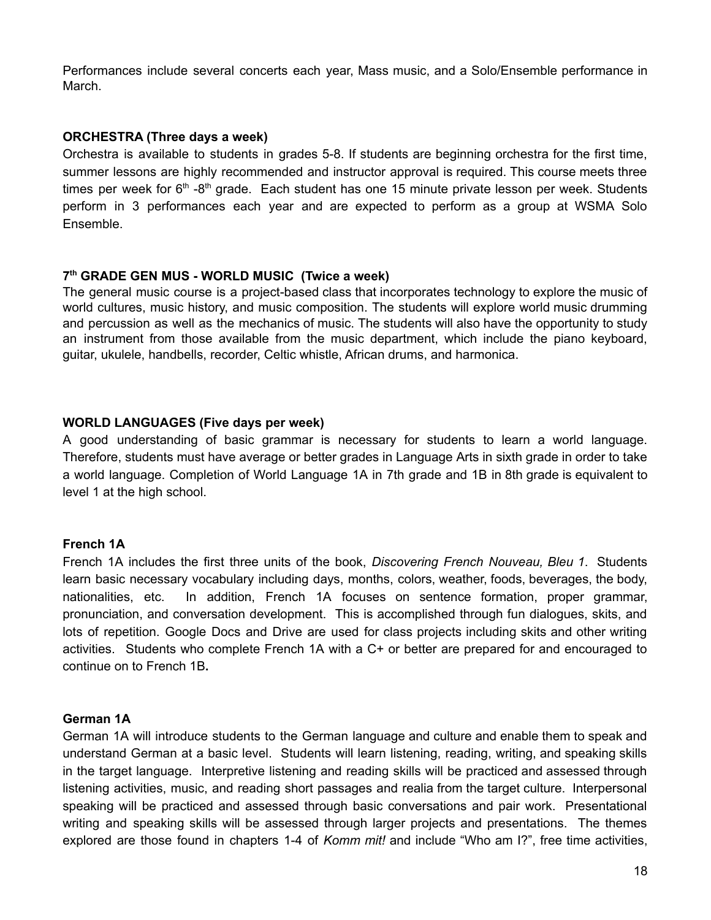Performances include several concerts each year, Mass music, and a Solo/Ensemble performance in March.

**ORCHESTRA (Three days a week)**

Orchestra is available to students in grades 5-8. If students are beginning orchestra for the first time, summer lessons are highly recommended and instructor approval is required. This course meets three times per week for 6th -8th grade. Each student has one 15 minute private lesson per week. Students perform in 3 performances each year and are expected to perform as a group at WSMA Solo Ensemble.

**7th GRADE GEN MUS - WORLD MUSIC (Twice a week)**

The general music course is a project-based class that incorporates technology to explore the music of world cultures, music history, and music composition. The students will explore world music drumming and percussion as well as the mechanics of music. The students will also have the opportunity to study an instrument from those available from the music department, which include the piano keyboard, guitar, ukulele, handbells, recorder, Celtic whistle, African drums, and harmonica.

**WORLD LANGUAGES (Five days per week)**

A good understanding of basic grammar is necessary for students to learn a world language. Therefore, students must have average or better grades in Language Arts in sixth grade in order to take a world language. Completion of World Language 1A in 7th grade and 1B in 8th grade is equivalent to level 1 at the high school.

**French 1A**

French 1A includes the first three units of the book, *Discovering French Nouveau, Bleu 1*. Students learn basic necessary vocabulary including days, months, colors, weather, foods, beverages, the body, nationalities, etc. In addition, French 1A focuses on sentence formation, proper grammar, pronunciation, and conversation development. This is accomplished through fun dialogues, skits, and lots of repetition. Google Docs and Drive are used for class projects including skits and other writing activities. Students who complete French 1A with a C+ or better are prepared for and encouraged to continue on to French 1B**.**

**German 1A**

German 1A will introduce students to the German language and culture and enable them to speak and understand German at a basic level. Students will learn listening, reading, writing, and speaking skills in the target language. Interpretive listening and reading skills will be practiced and assessed through listening activities, music, and reading short passages and realia from the target culture. Interpersonal speaking will be practiced and assessed through basic conversations and pair work. Presentational writing and speaking skills will be assessed through larger projects and presentations. The themes explored are those found in chapters 1-4 of *Komm mit!* and include “Who am I?”, free time activities,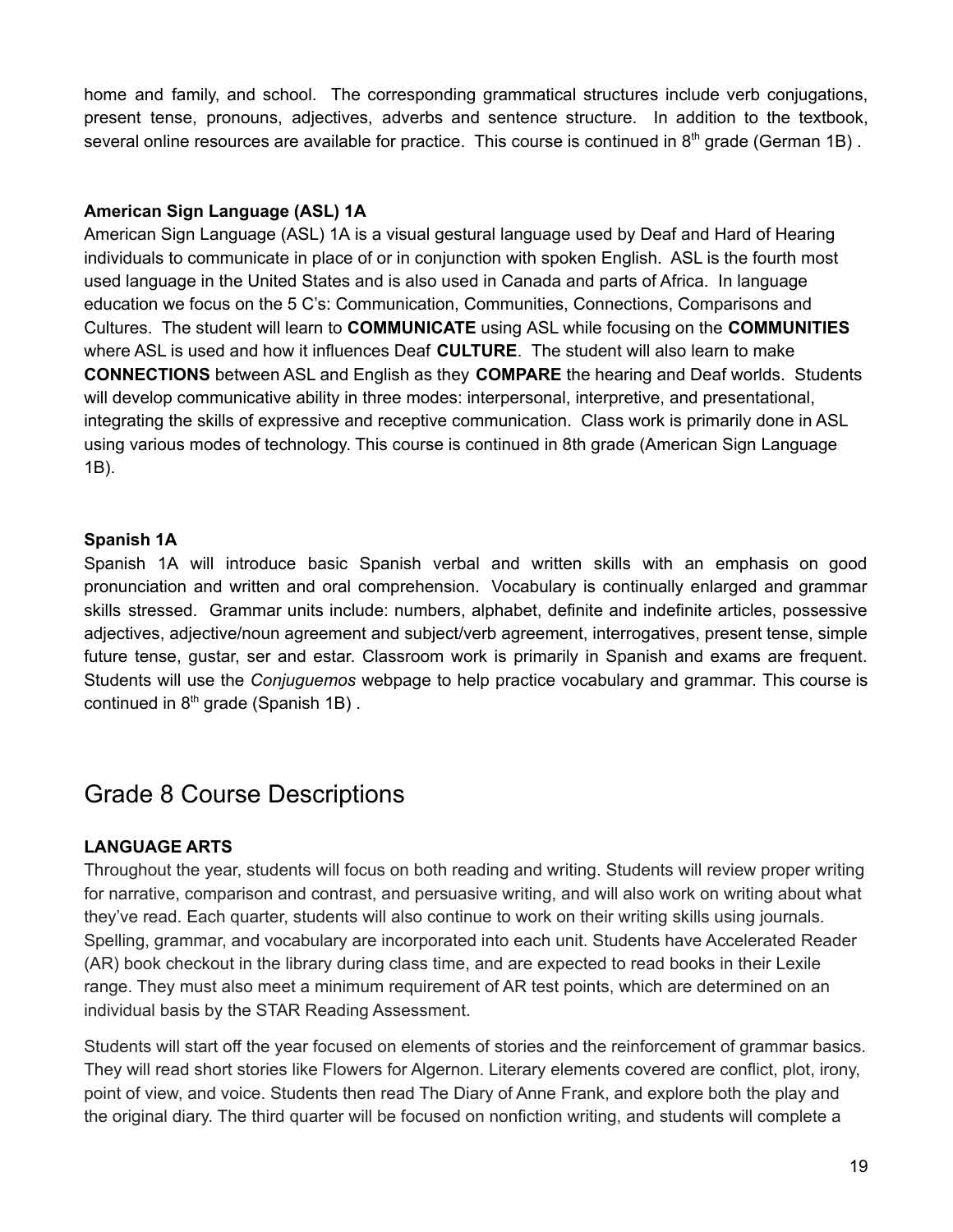home and family, and school. The corresponding grammatical structures include verb conjugations, present tense, pronouns, adjectives, adverbs and sentence structure. In addition to the textbook, several online resources are available for practice. This course is continued in 8th grade (German 1B) .

**American Sign Language (ASL) 1A**

American Sign Language (ASL) 1A is a visual gestural language used by Deaf and Hard of Hearing individuals to communicate in place of or in conjunction with spoken English. ASL is the fourth most used language in the United States and is also used in Canada and parts of Africa. In language education we focus on the 5 C's: Communication, Communities, Connections, Comparisons and Cultures. The student will learn to **COMMUNICATE** using ASL while focusing on the **COMMUNITIES** where ASL is used and how it influences Deaf **CULTURE**. The student will also learn to make **CONNECTIONS** between ASL and English as they **COMPARE** the hearing and Deaf worlds. Students will develop communicative ability in three modes: interpersonal, interpretive, and presentational, integrating the skills of expressive and receptive communication. Class work is primarily done in ASL using various modes of technology. This course is continued in 8th grade (American Sign Language 1B).

**Spanish 1A**

Spanish 1A will introduce basic Spanish verbal and written skills with an emphasis on good pronunciation and written and oral comprehension. Vocabulary is continually enlarged and grammar skills stressed. Grammar units include: numbers, alphabet, definite and indefinite articles, possessive adjectives, adjective/noun agreement and subject/verb agreement, interrogatives, present tense, simple future tense, gustar, ser and estar. Classroom work is primarily in Spanish and exams are frequent. Students will use the *Conjuguemos* webpage to help practice vocabulary and grammar. This course is continued in 8th grade (Spanish 1B) .

# Grade 8 Course Descriptions

**LANGUAGE ARTS**

Throughout the year, students will focus on both reading and writing. Students will review proper writing for narrative, comparison and contrast, and persuasive writing, and will also work on writing about what they've read. Each quarter, students will also continue to work on their writing skills using journals. Spelling, grammar, and vocabulary are incorporated into each unit. Students have Accelerated Reader (AR) book checkout in the library during class time, and are expected to read books in their Lexile range. They must also meet a minimum requirement of AR test points, which are determined on an individual basis by the STAR Reading Assessment.

Students will start off the year focused on elements of stories and the reinforcement of grammar basics. They will read short stories like Flowers for Algernon. Literary elements covered are conflict, plot, irony, point of view, and voice. Students then read The Diary of Anne Frank, and explore both the play and the original diary. The third quarter will be focused on nonfiction writing, and students will complete a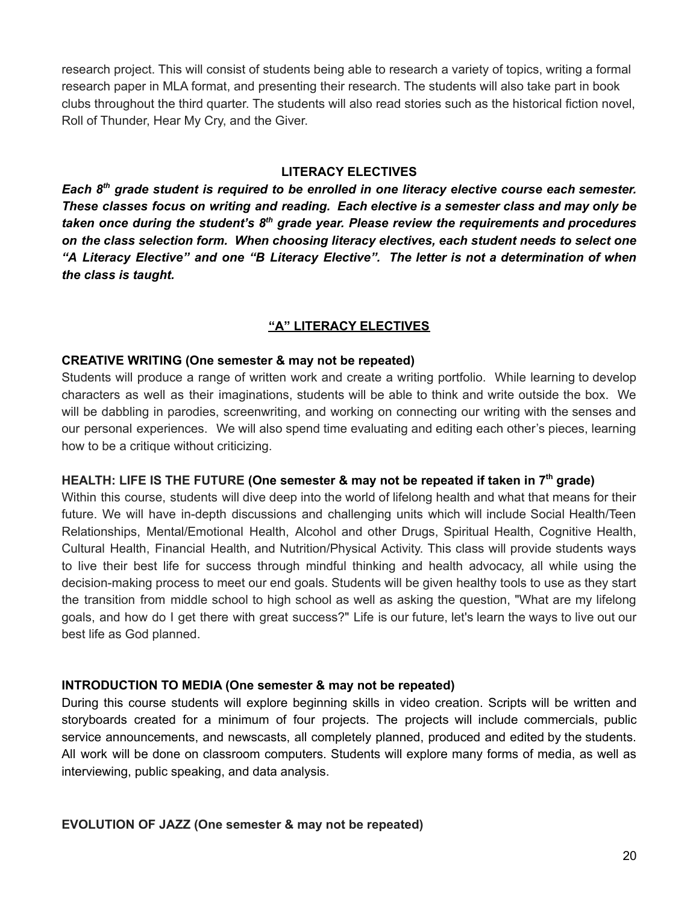research project. This will consist of students being able to research a variety of topics, writing a formal research paper in MLA format, and presenting their research. The students will also take part in book clubs throughout the third quarter. The students will also read stories such as the historical fiction novel, Roll of Thunder, Hear My Cry, and the Giver.

## LITERACY ELECTIVES

***Each 8th grade student is required to be enrolled in one literacy elective course each semester. These classes focus on writing and reading. Each elective is a semester class and may only be taken once during the student's 8th grade year. Please review the requirements and procedures on the class selection form. When choosing literacy electives, each student needs to select one "A Literacy Elective" and one "B Literacy Elective". The letter is not a determination of when the class is taught.***

## "A" LITERACY ELECTIVES

### CREATIVE WRITING (One semester & may not be repeated)

Students will produce a range of written work and create a writing portfolio. While learning to develop characters as well as their imaginations, students will be able to think and write outside the box. We will be dabbling in parodies, screenwriting, and working on connecting our writing with the senses and our personal experiences. We will also spend time evaluating and editing each other's pieces, learning how to be a critique without criticizing.

### HEALTH: LIFE IS THE FUTURE (One semester & may not be repeated if taken in 7th grade)

Within this course, students will dive deep into the world of lifelong health and what that means for their future. We will have in-depth discussions and challenging units which will include Social Health/Teen Relationships, Mental/Emotional Health, Alcohol and other Drugs, Spiritual Health, Cognitive Health, Cultural Health, Financial Health, and Nutrition/Physical Activity. This class will provide students ways to live their best life for success through mindful thinking and health advocacy, all while using the decision-making process to meet our end goals. Students will be given healthy tools to use as they start the transition from middle school to high school as well as asking the question, "What are my lifelong goals, and how do I get there with great success?" Life is our future, let's learn the ways to live out our best life as God planned.

### INTRODUCTION TO MEDIA (One semester & may not be repeated)

During this course students will explore beginning skills in video creation. Scripts will be written and storyboards created for a minimum of four projects. The projects will include commercials, public service announcements, and newscasts, all completely planned, produced and edited by the students. All work will be done on classroom computers. Students will explore many forms of media, as well as interviewing, public speaking, and data analysis.

### EVOLUTION OF JAZZ (One semester & may not be repeated)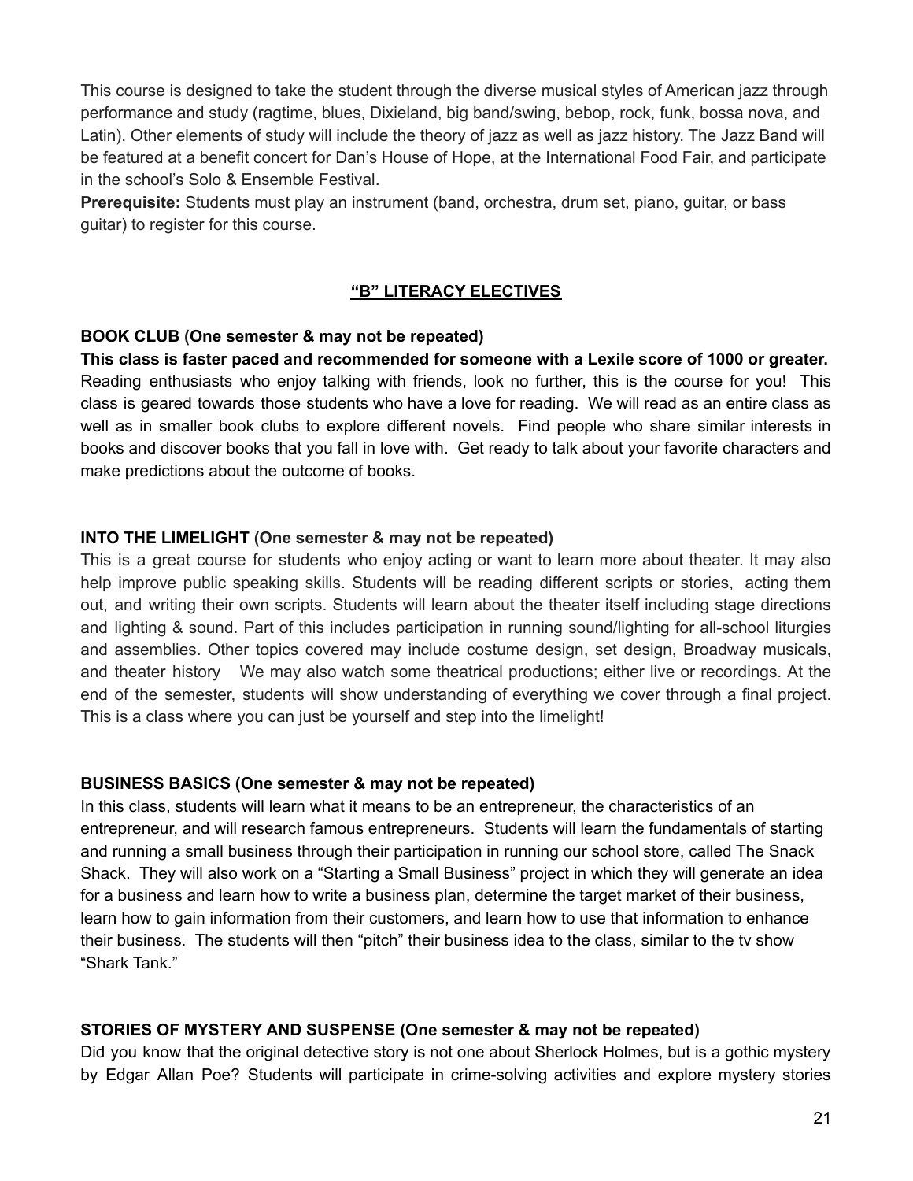This course is designed to take the student through the diverse musical styles of American jazz through performance and study (ragtime, blues, Dixieland, big band/swing, bebop, rock, funk, bossa nova, and Latin). Other elements of study will include the theory of jazz as well as jazz history. The Jazz Band will be featured at a benefit concert for Dan's House of Hope, at the International Food Fair, and participate in the school's Solo & Ensemble Festival.

**Prerequisite:** Students must play an instrument (band, orchestra, drum set, piano, guitar, or bass guitar) to register for this course.

## "B" LITERACY ELECTIVES

**BOOK CLUB (One semester & may not be repeated)**

**This class is faster paced and recommended for someone with a Lexile score of 1000 or greater.** Reading enthusiasts who enjoy talking with friends, look no further, this is the course for you! This class is geared towards those students who have a love for reading. We will read as an entire class as well as in smaller book clubs to explore different novels. Find people who share similar interests in books and discover books that you fall in love with. Get ready to talk about your favorite characters and make predictions about the outcome of books.

**INTO THE LIMELIGHT (One semester & may not be repeated)**

This is a great course for students who enjoy acting or want to learn more about theater. It may also help improve public speaking skills. Students will be reading different scripts or stories, acting them out, and writing their own scripts. Students will learn about the theater itself including stage directions and lighting & sound. Part of this includes participation in running sound/lighting for all-school liturgies and assemblies. Other topics covered may include costume design, set design, Broadway musicals, and theater history We may also watch some theatrical productions; either live or recordings. At the end of the semester, students will show understanding of everything we cover through a final project. This is a class where you can just be yourself and step into the limelight!

**BUSINESS BASICS (One semester & may not be repeated)**

In this class, students will learn what it means to be an entrepreneur, the characteristics of an entrepreneur, and will research famous entrepreneurs. Students will learn the fundamentals of starting and running a small business through their participation in running our school store, called The Snack Shack. They will also work on a "Starting a Small Business" project in which they will generate an idea for a business and learn how to write a business plan, determine the target market of their business, learn how to gain information from their customers, and learn how to use that information to enhance their business. The students will then "pitch" their business idea to the class, similar to the tv show "Shark Tank."

**STORIES OF MYSTERY AND SUSPENSE (One semester & may not be repeated)**

Did you know that the original detective story is not one about Sherlock Holmes, but is a gothic mystery by Edgar Allan Poe? Students will participate in crime-solving activities and explore mystery stories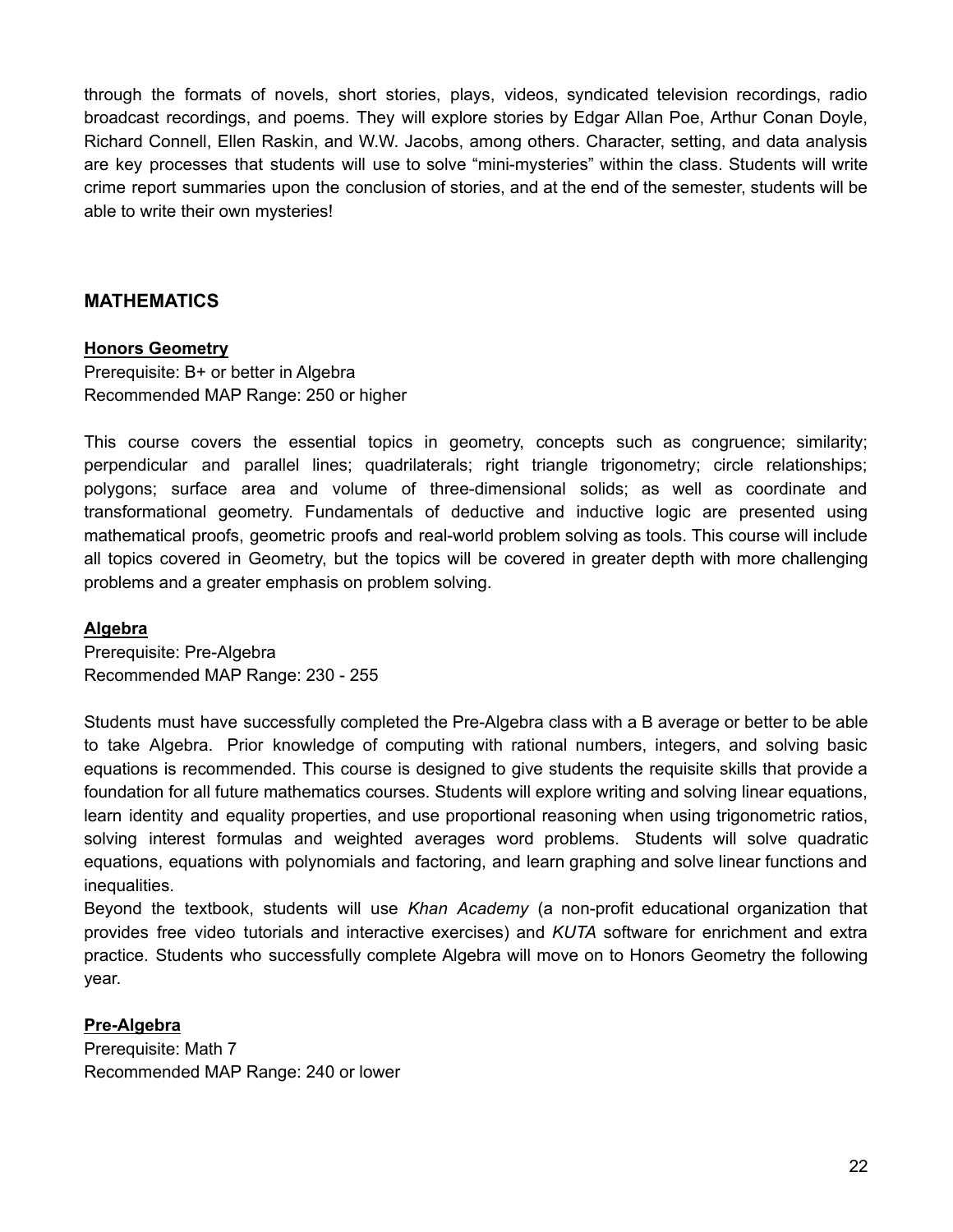through the formats of novels, short stories, plays, videos, syndicated television recordings, radio broadcast recordings, and poems. They will explore stories by Edgar Allan Poe, Arthur Conan Doyle, Richard Connell, Ellen Raskin, and W.W. Jacobs, among others. Character, setting, and data analysis are key processes that students will use to solve "mini-mysteries" within the class. Students will write crime report summaries upon the conclusion of stories, and at the end of the semester, students will be able to write their own mysteries!

## MATHEMATICS

### Honors Geometry

Prerequisite: B+ or better in Algebra
Recommended MAP Range: 250 or higher

This course covers the essential topics in geometry, concepts such as congruence; similarity; perpendicular and parallel lines; quadrilaterals; right triangle trigonometry; circle relationships; polygons; surface area and volume of three-dimensional solids; as well as coordinate and transformational geometry. Fundamentals of deductive and inductive logic are presented using mathematical proofs, geometric proofs and real-world problem solving as tools. This course will include all topics covered in Geometry, but the topics will be covered in greater depth with more challenging problems and a greater emphasis on problem solving.

### Algebra

Prerequisite: Pre-Algebra
Recommended MAP Range: 230 - 255

Students must have successfully completed the Pre-Algebra class with a B average or better to be able to take Algebra. Prior knowledge of computing with rational numbers, integers, and solving basic equations is recommended. This course is designed to give students the requisite skills that provide a foundation for all future mathematics courses. Students will explore writing and solving linear equations, learn identity and equality properties, and use proportional reasoning when using trigonometric ratios, solving interest formulas and weighted averages word problems. Students will solve quadratic equations, equations with polynomials and factoring, and learn graphing and solve linear functions and inequalities.

Beyond the textbook, students will use *Khan Academy* (a non-profit educational organization that provides free video tutorials and interactive exercises) and *KUTA* software for enrichment and extra practice. Students who successfully complete Algebra will move on to Honors Geometry the following year.

### Pre-Algebra

Prerequisite: Math 7
Recommended MAP Range: 240 or lower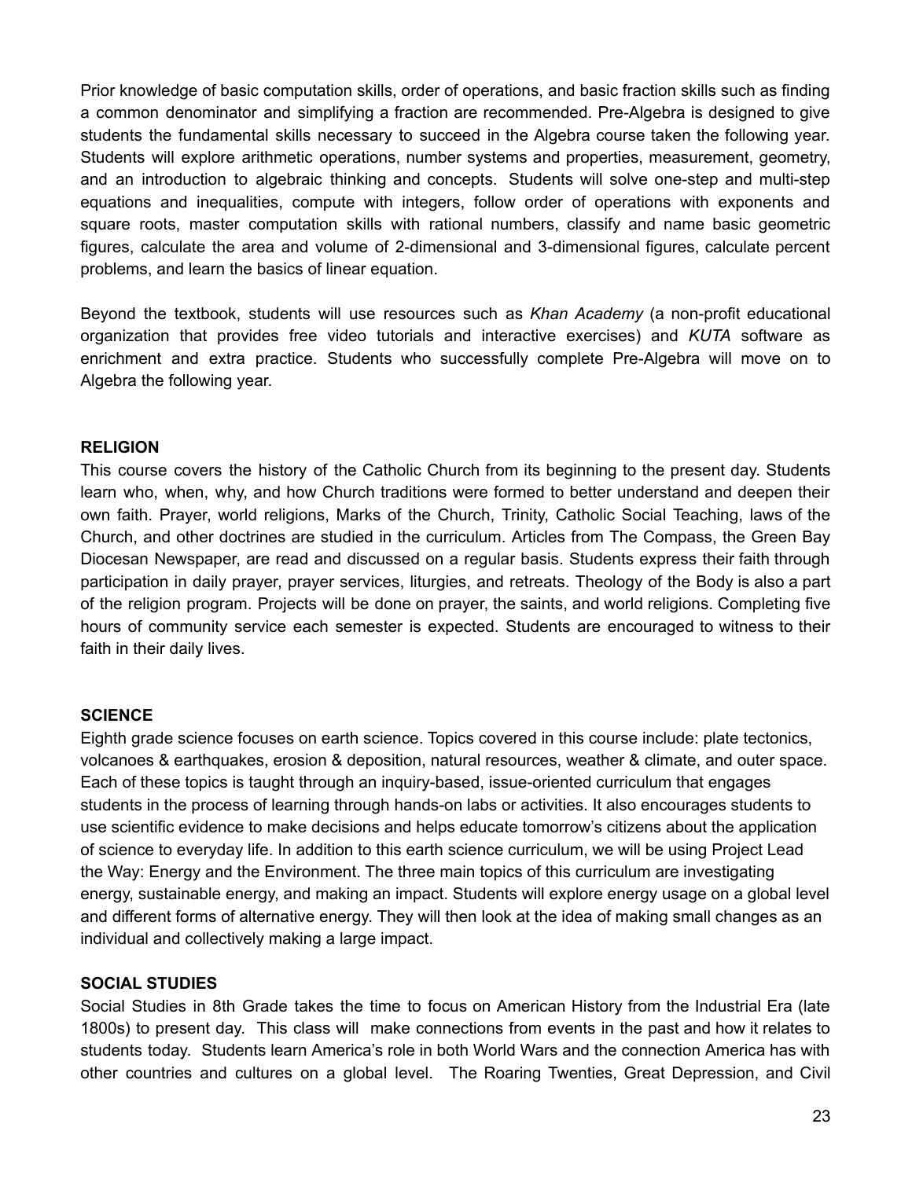Prior knowledge of basic computation skills, order of operations, and basic fraction skills such as finding a common denominator and simplifying a fraction are recommended. Pre-Algebra is designed to give students the fundamental skills necessary to succeed in the Algebra course taken the following year. Students will explore arithmetic operations, number systems and properties, measurement, geometry, and an introduction to algebraic thinking and concepts. Students will solve one-step and multi-step equations and inequalities, compute with integers, follow order of operations with exponents and square roots, master computation skills with rational numbers, classify and name basic geometric figures, calculate the area and volume of 2-dimensional and 3-dimensional figures, calculate percent problems, and learn the basics of linear equation.

Beyond the textbook, students will use resources such as *Khan Academy* (a non-profit educational organization that provides free video tutorials and interactive exercises) and *KUTA* software as enrichment and extra practice. Students who successfully complete Pre-Algebra will move on to Algebra the following year.

**RELIGION**

This course covers the history of the Catholic Church from its beginning to the present day. Students learn who, when, why, and how Church traditions were formed to better understand and deepen their own faith. Prayer, world religions, Marks of the Church, Trinity, Catholic Social Teaching, laws of the Church, and other doctrines are studied in the curriculum. Articles from The Compass, the Green Bay Diocesan Newspaper, are read and discussed on a regular basis. Students express their faith through participation in daily prayer, prayer services, liturgies, and retreats. Theology of the Body is also a part of the religion program. Projects will be done on prayer, the saints, and world religions. Completing five hours of community service each semester is expected. Students are encouraged to witness to their faith in their daily lives.

**SCIENCE**

Eighth grade science focuses on earth science. Topics covered in this course include: plate tectonics, volcanoes & earthquakes, erosion & deposition, natural resources, weather & climate, and outer space. Each of these topics is taught through an inquiry-based, issue-oriented curriculum that engages students in the process of learning through hands-on labs or activities. It also encourages students to use scientific evidence to make decisions and helps educate tomorrow's citizens about the application of science to everyday life. In addition to this earth science curriculum, we will be using Project Lead the Way: Energy and the Environment. The three main topics of this curriculum are investigating energy, sustainable energy, and making an impact. Students will explore energy usage on a global level and different forms of alternative energy. They will then look at the idea of making small changes as an individual and collectively making a large impact.

**SOCIAL STUDIES**

Social Studies in 8th Grade takes the time to focus on American History from the Industrial Era (late 1800s) to present day. This class will make connections from events in the past and how it relates to students today. Students learn America's role in both World Wars and the connection America has with other countries and cultures on a global level. The Roaring Twenties, Great Depression, and Civil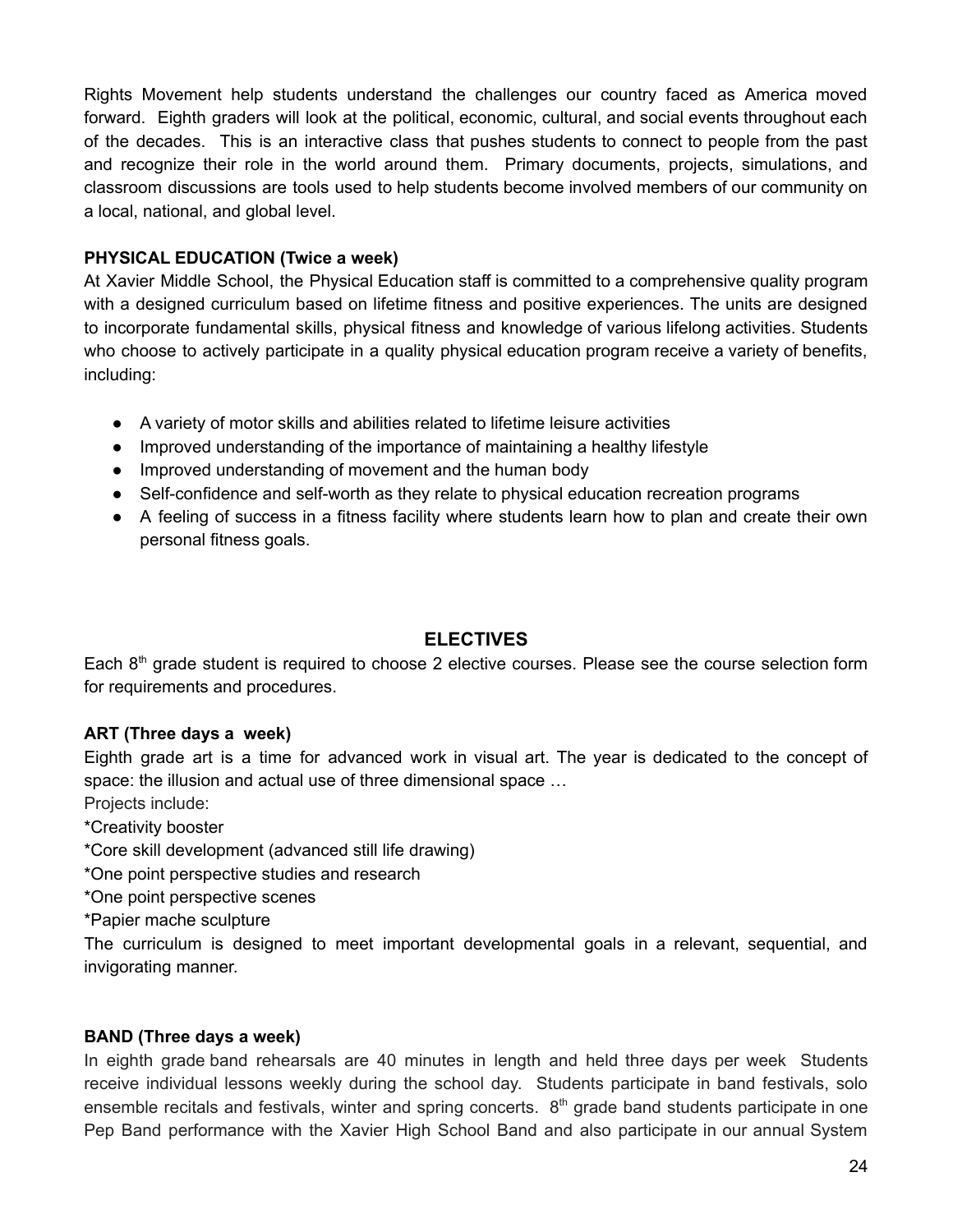Rights Movement help students understand the challenges our country faced as America moved forward. Eighth graders will look at the political, economic, cultural, and social events throughout each of the decades. This is an interactive class that pushes students to connect to people from the past and recognize their role in the world around them. Primary documents, projects, simulations, and classroom discussions are tools used to help students become involved members of our community on a local, national, and global level.

**PHYSICAL EDUCATION (Twice a week)**

At Xavier Middle School, the Physical Education staff is committed to a comprehensive quality program with a designed curriculum based on lifetime fitness and positive experiences. The units are designed to incorporate fundamental skills, physical fitness and knowledge of various lifelong activities. Students who choose to actively participate in a quality physical education program receive a variety of benefits, including:

- A variety of motor skills and abilities related to lifetime leisure activities
- Improved understanding of the importance of maintaining a healthy lifestyle
- Improved understanding of movement and the human body
- Self-confidence and self-worth as they relate to physical education recreation programs
- A feeling of success in a fitness facility where students learn how to plan and create their own personal fitness goals.

## ELECTIVES

Each 8th grade student is required to choose 2 elective courses. Please see the course selection form for requirements and procedures.

**ART (Three days a week)**

Eighth grade art is a time for advanced work in visual art. The year is dedicated to the concept of space: the illusion and actual use of three dimensional space …

Projects include:

*Creativity booster

*Core skill development (advanced still life drawing)

*One point perspective studies and research

*One point perspective scenes

*Papier mache sculpture

The curriculum is designed to meet important developmental goals in a relevant, sequential, and invigorating manner.

**BAND (Three days a week)**

In eighth grade band rehearsals are 40 minutes in length and held three days per week Students receive individual lessons weekly during the school day. Students participate in band festivals, solo ensemble recitals and festivals, winter and spring concerts. 8th grade band students participate in one Pep Band performance with the Xavier High School Band and also participate in our annual System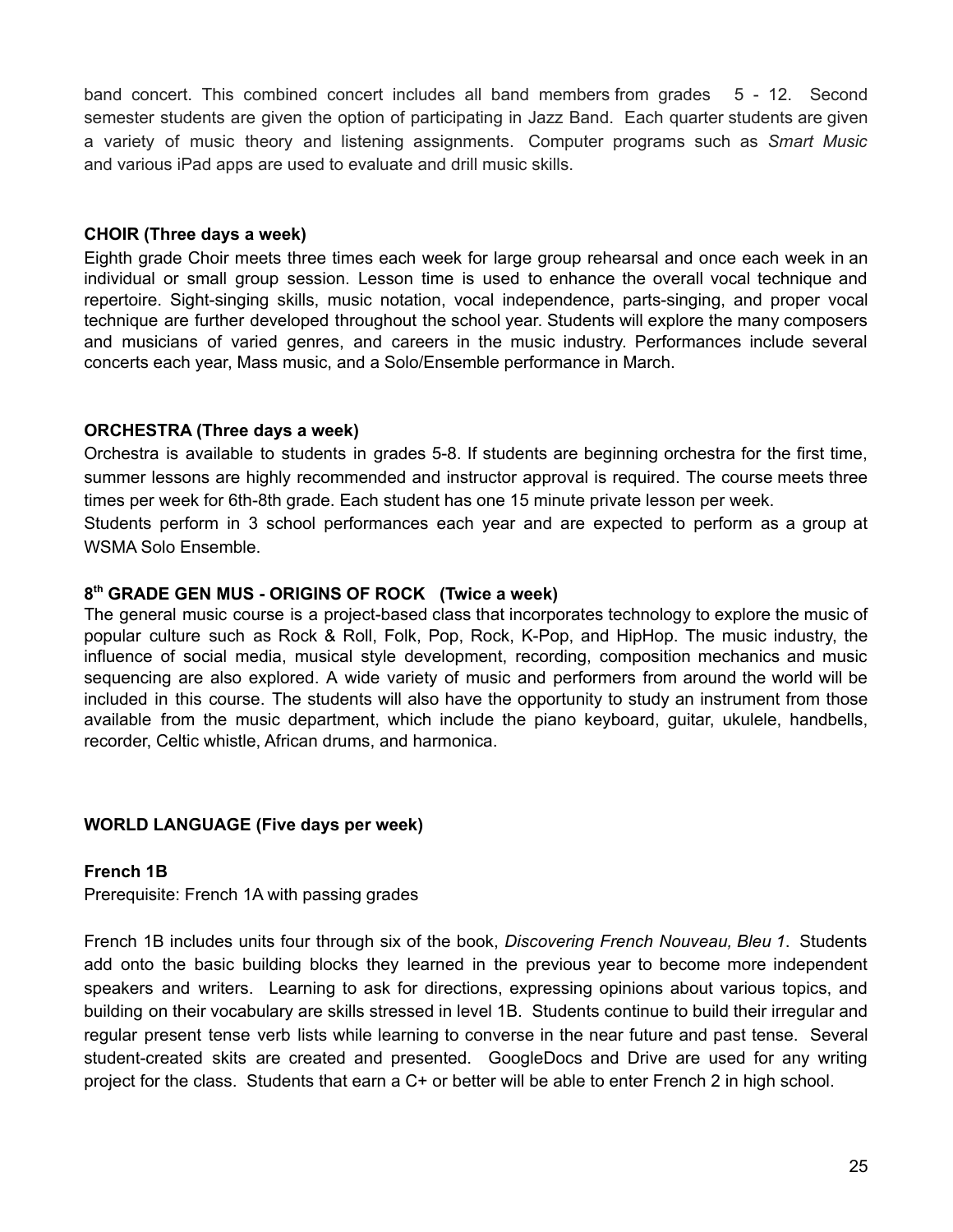band concert. This combined concert includes all band members from grades 5 - 12. Second semester students are given the option of participating in Jazz Band. Each quarter students are given a variety of music theory and listening assignments. Computer programs such as *Smart Music* and various iPad apps are used to evaluate and drill music skills.

**CHOIR (Three days a week)**

Eighth grade Choir meets three times each week for large group rehearsal and once each week in an individual or small group session. Lesson time is used to enhance the overall vocal technique and repertoire. Sight-singing skills, music notation, vocal independence, parts-singing, and proper vocal technique are further developed throughout the school year. Students will explore the many composers and musicians of varied genres, and careers in the music industry. Performances include several concerts each year, Mass music, and a Solo/Ensemble performance in March.

**ORCHESTRA (Three days a week)**

Orchestra is available to students in grades 5-8. If students are beginning orchestra for the first time, summer lessons are highly recommended and instructor approval is required. The course meets three times per week for 6th-8th grade. Each student has one 15 minute private lesson per week.

Students perform in 3 school performances each year and are expected to perform as a group at WSMA Solo Ensemble.

**8th GRADE GEN MUS - ORIGINS OF ROCK (Twice a week)**

The general music course is a project-based class that incorporates technology to explore the music of popular culture such as Rock & Roll, Folk, Pop, Rock, K-Pop, and HipHop. The music industry, the influence of social media, musical style development, recording, composition mechanics and music sequencing are also explored. A wide variety of music and performers from around the world will be included in this course. The students will also have the opportunity to study an instrument from those available from the music department, which include the piano keyboard, guitar, ukulele, handbells, recorder, Celtic whistle, African drums, and harmonica.

**WORLD LANGUAGE (Five days per week)**

**French 1B**

Prerequisite: French 1A with passing grades

French 1B includes units four through six of the book, *Discovering French Nouveau, Bleu 1*. Students add onto the basic building blocks they learned in the previous year to become more independent speakers and writers. Learning to ask for directions, expressing opinions about various topics, and building on their vocabulary are skills stressed in level 1B. Students continue to build their irregular and regular present tense verb lists while learning to converse in the near future and past tense. Several student-created skits are created and presented. GoogleDocs and Drive are used for any writing project for the class. Students that earn a C+ or better will be able to enter French 2 in high school.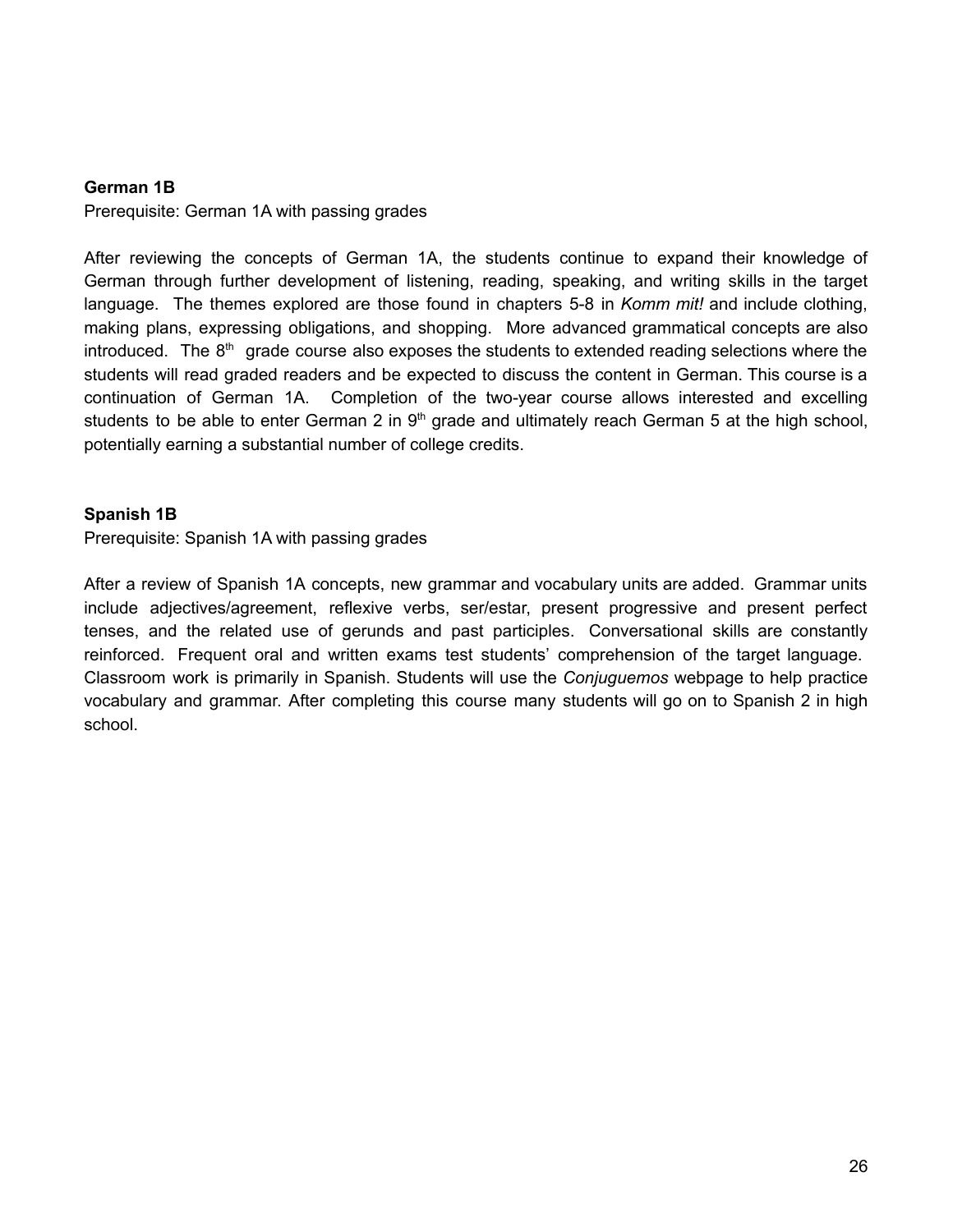**German 1B**

Prerequisite: German 1A with passing grades

After reviewing the concepts of German 1A, the students continue to expand their knowledge of German through further development of listening, reading, speaking, and writing skills in the target language. The themes explored are those found in chapters 5-8 in *Komm mit!* and include clothing, making plans, expressing obligations, and shopping. More advanced grammatical concepts are also introduced. The 8th grade course also exposes the students to extended reading selections where the students will read graded readers and be expected to discuss the content in German. This course is a continuation of German 1A. Completion of the two-year course allows interested and excelling students to be able to enter German 2 in 9th grade and ultimately reach German 5 at the high school, potentially earning a substantial number of college credits.

**Spanish 1B**

Prerequisite: Spanish 1A with passing grades

After a review of Spanish 1A concepts, new grammar and vocabulary units are added. Grammar units include adjectives/agreement, reflexive verbs, ser/estar, present progressive and present perfect tenses, and the related use of gerunds and past participles. Conversational skills are constantly reinforced. Frequent oral and written exams test students' comprehension of the target language. Classroom work is primarily in Spanish. Students will use the *Conjuguemos* webpage to help practice vocabulary and grammar. After completing this course many students will go on to Spanish 2 in high school.